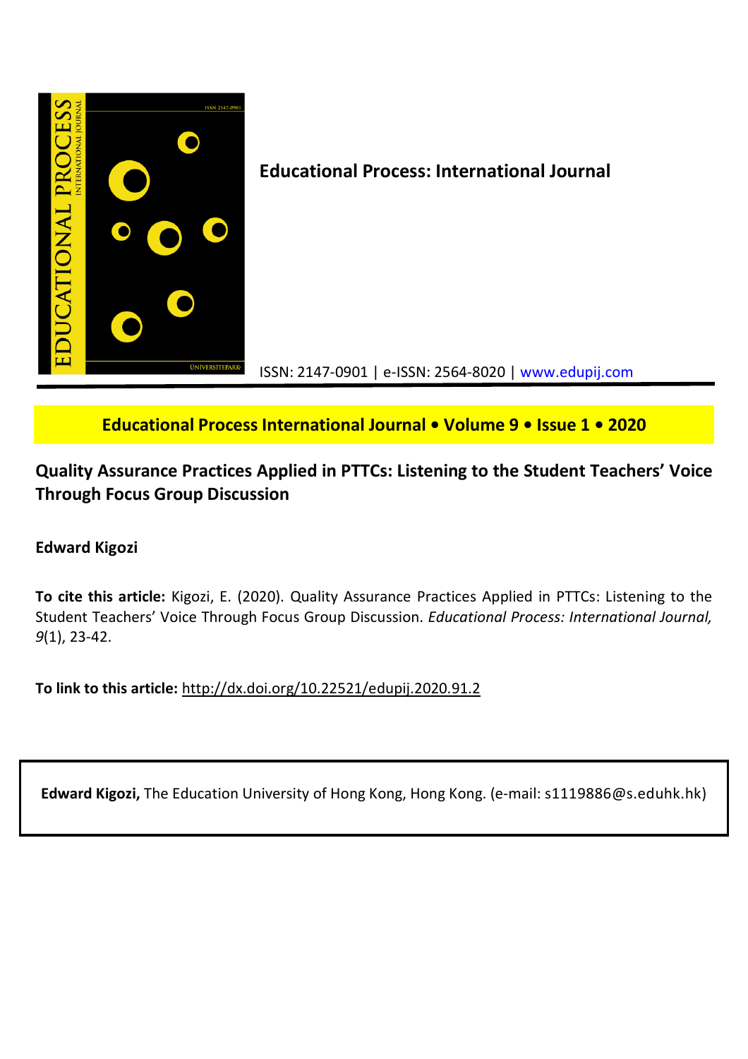# Educational Process: International Journal

ISSN: 2147-0901 | e-ISSN: 2564-8020 | www.edupij.com

**Educational Process International Journal • Volume 9 • Issue 1 • 2020**

## Quality Assurance Practices Applied in PTTCs: Listening to the Student Teachers' Voice Through Focus Group Discussion

**Edward Kigozi**

**To cite this article:** Kigozi, E. (2020). Quality Assurance Practices Applied in PTTCs: Listening to the Student Teachers' Voice Through Focus Group Discussion. *Educational Process: International Journal, 9*(1), 23-42.

**To link to this article:** http://dx.doi.org/10.22521/edupij.2020.91.2

**Edward Kigozi,** The Education University of Hong Kong, Hong Kong. (e-mail: s1119886@s.eduhk.hk)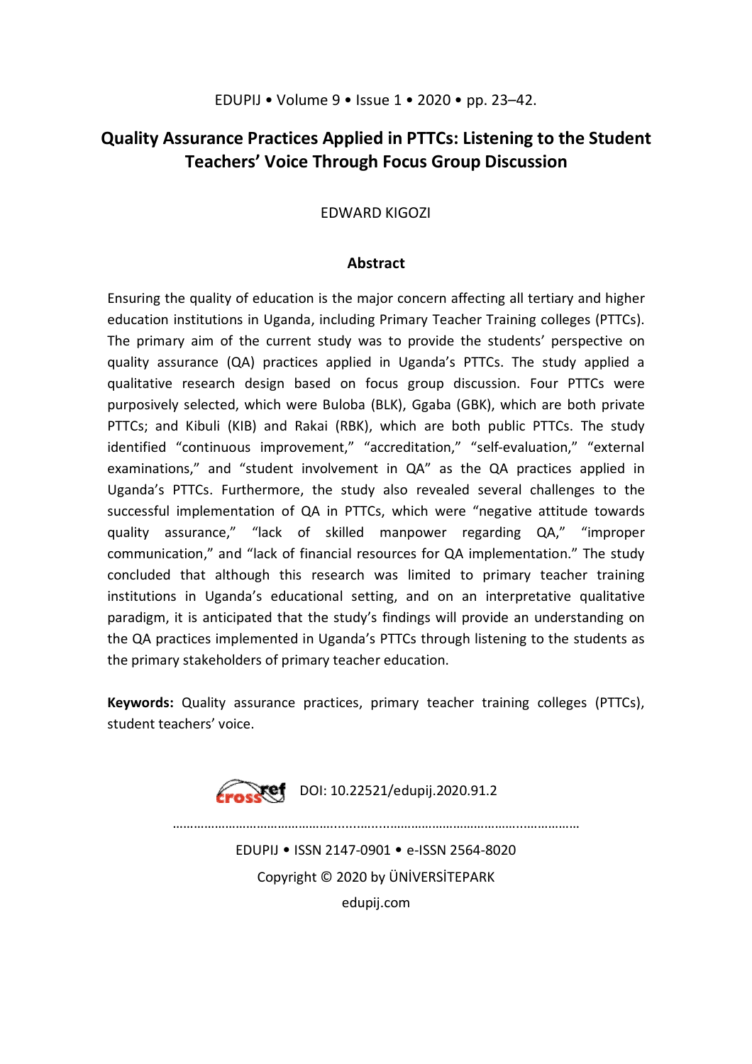# Quality Assurance Practices Applied in PTTCs: Listening to the Student Teachers' Voice Through Focus Group Discussion

EDWARD KIGOZI

## Abstract

Ensuring the quality of education is the major concern affecting all tertiary and higher education institutions in Uganda, including Primary Teacher Training colleges (PTTCs). The primary aim of the current study was to provide the students' perspective on quality assurance (QA) practices applied in Uganda's PTTCs. The study applied a qualitative research design based on focus group discussion. Four PTTCs were purposively selected, which were Buloba (BLK), Ggaba (GBK), which are both private PTTCs; and Kibuli (KIB) and Rakai (RBK), which are both public PTTCs. The study identified "continuous improvement," "accreditation," "self-evaluation," "external examinations," and "student involvement in QA" as the QA practices applied in Uganda's PTTCs. Furthermore, the study also revealed several challenges to the successful implementation of QA in PTTCs, which were "negative attitude towards quality assurance," "lack of skilled manpower regarding QA," "improper communication," and "lack of financial resources for QA implementation." The study concluded that although this research was limited to primary teacher training institutions in Uganda's educational setting, and on an interpretative qualitative paradigm, it is anticipated that the study's findings will provide an understanding on the QA practices implemented in Uganda's PTTCs through listening to the students as the primary stakeholders of primary teacher education.

**Keywords:** Quality assurance practices, primary teacher training colleges (PTTCs), student teachers' voice.

DOI: 10.22521/edupij.2020.91.2

EDUPIJ • ISSN 2147-0901 • e-ISSN 2564-8020

Copyright © 2020 by ÜNİVERSİTEPARK

edupij.com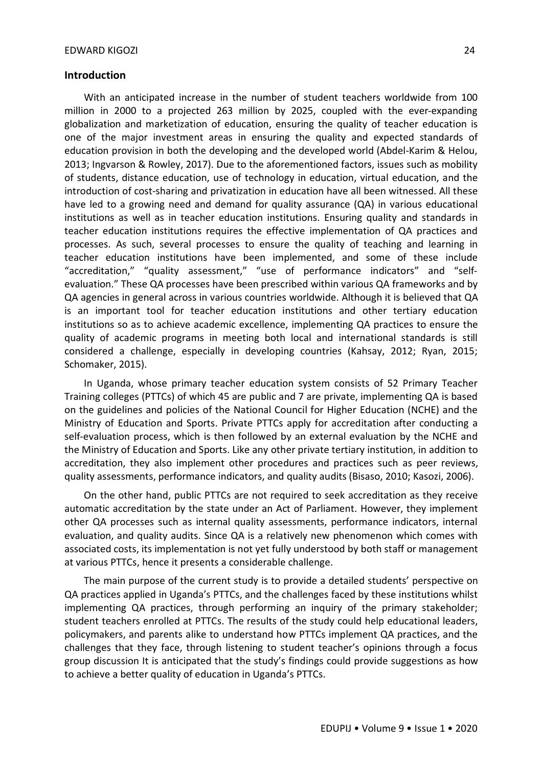## Introduction

With an anticipated increase in the number of student teachers worldwide from 100 million in 2000 to a projected 263 million by 2025, coupled with the ever-expanding globalization and marketization of education, ensuring the quality of teacher education is one of the major investment areas in ensuring the quality and expected standards of education provision in both the developing and the developed world (Abdel-Karim & Helou, 2013; Ingvarson & Rowley, 2017). Due to the aforementioned factors, issues such as mobility of students, distance education, use of technology in education, virtual education, and the introduction of cost-sharing and privatization in education have all been witnessed. All these have led to a growing need and demand for quality assurance (QA) in various educational institutions as well as in teacher education institutions. Ensuring quality and standards in teacher education institutions requires the effective implementation of QA practices and processes. As such, several processes to ensure the quality of teaching and learning in teacher education institutions have been implemented, and some of these include "accreditation," "quality assessment," "use of performance indicators" and "self-evaluation." These QA processes have been prescribed within various QA frameworks and by QA agencies in general across in various countries worldwide. Although it is believed that QA is an important tool for teacher education institutions and other tertiary education institutions so as to achieve academic excellence, implementing QA practices to ensure the quality of academic programs in meeting both local and international standards is still considered a challenge, especially in developing countries (Kahsay, 2012; Ryan, 2015; Schomaker, 2015).

In Uganda, whose primary teacher education system consists of 52 Primary Teacher Training colleges (PTTCs) of which 45 are public and 7 are private, implementing QA is based on the guidelines and policies of the National Council for Higher Education (NCHE) and the Ministry of Education and Sports. Private PTTCs apply for accreditation after conducting a self-evaluation process, which is then followed by an external evaluation by the NCHE and the Ministry of Education and Sports. Like any other private tertiary institution, in addition to accreditation, they also implement other procedures and practices such as peer reviews, quality assessments, performance indicators, and quality audits (Bisaso, 2010; Kasozi, 2006).

On the other hand, public PTTCs are not required to seek accreditation as they receive automatic accreditation by the state under an Act of Parliament. However, they implement other QA processes such as internal quality assessments, performance indicators, internal evaluation, and quality audits. Since QA is a relatively new phenomenon which comes with associated costs, its implementation is not yet fully understood by both staff or management at various PTTCs, hence it presents a considerable challenge.

The main purpose of the current study is to provide a detailed students' perspective on QA practices applied in Uganda's PTTCs, and the challenges faced by these institutions whilst implementing QA practices, through performing an inquiry of the primary stakeholder; student teachers enrolled at PTTCs. The results of the study could help educational leaders, policymakers, and parents alike to understand how PTTCs implement QA practices, and the challenges that they face, through listening to student teacher's opinions through a focus group discussion It is anticipated that the study's findings could provide suggestions as how to achieve a better quality of education in Uganda's PTTCs.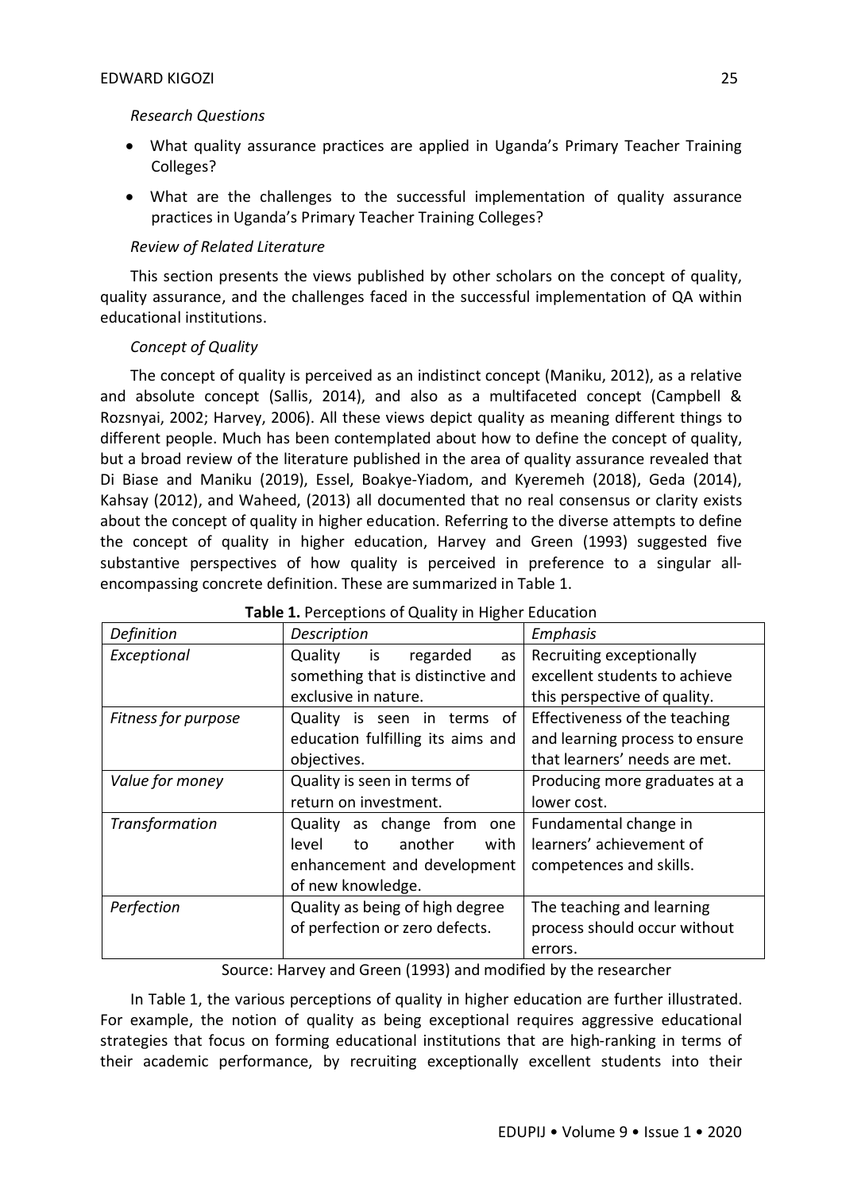*Research Questions*

- What quality assurance practices are applied in Uganda's Primary Teacher Training Colleges?
- What are the challenges to the successful implementation of quality assurance practices in Uganda's Primary Teacher Training Colleges?

*Review of Related Literature*

This section presents the views published by other scholars on the concept of quality, quality assurance, and the challenges faced in the successful implementation of QA within educational institutions.

*Concept of Quality*

The concept of quality is perceived as an indistinct concept (Maniku, 2012), as a relative and absolute concept (Sallis, 2014), and also as a multifaceted concept (Campbell & Rozsnyai, 2002; Harvey, 2006). All these views depict quality as meaning different things to different people. Much has been contemplated about how to define the concept of quality, but a broad review of the literature published in the area of quality assurance revealed that Di Biase and Maniku (2019), Essel, Boakye-Yiadom, and Kyeremeh (2018), Geda (2014), Kahsay (2012), and Waheed, (2013) all documented that no real consensus or clarity exists about the concept of quality in higher education. Referring to the diverse attempts to define the concept of quality in higher education, Harvey and Green (1993) suggested five substantive perspectives of how quality is perceived in preference to a singular all-encompassing concrete definition. These are summarized in Table 1.

**Table 1.** Perceptions of Quality in Higher Education

| *Definition* | *Description* | *Emphasis* |
|---|---|---|
| *Exceptional* | Quality is regarded as something that is distinctive and exclusive in nature. | Recruiting exceptionally excellent students to achieve this perspective of quality. |
| *Fitness for purpose* | Quality is seen in terms of education fulfilling its aims and objectives. | Effectiveness of the teaching and learning process to ensure that learners' needs are met. |
| *Value for money* | Quality is seen in terms of return on investment. | Producing more graduates at a lower cost. |
| *Transformation* | Quality as change from one level to another with enhancement and development of new knowledge. | Fundamental change in learners' achievement of competences and skills. |
| *Perfection* | Quality as being of high degree of perfection or zero defects. | The teaching and learning process should occur without errors. |

Source: Harvey and Green (1993) and modified by the researcher

In Table 1, the various perceptions of quality in higher education are further illustrated. For example, the notion of quality as being exceptional requires aggressive educational strategies that focus on forming educational institutions that are high-ranking in terms of their academic performance, by recruiting exceptionally excellent students into their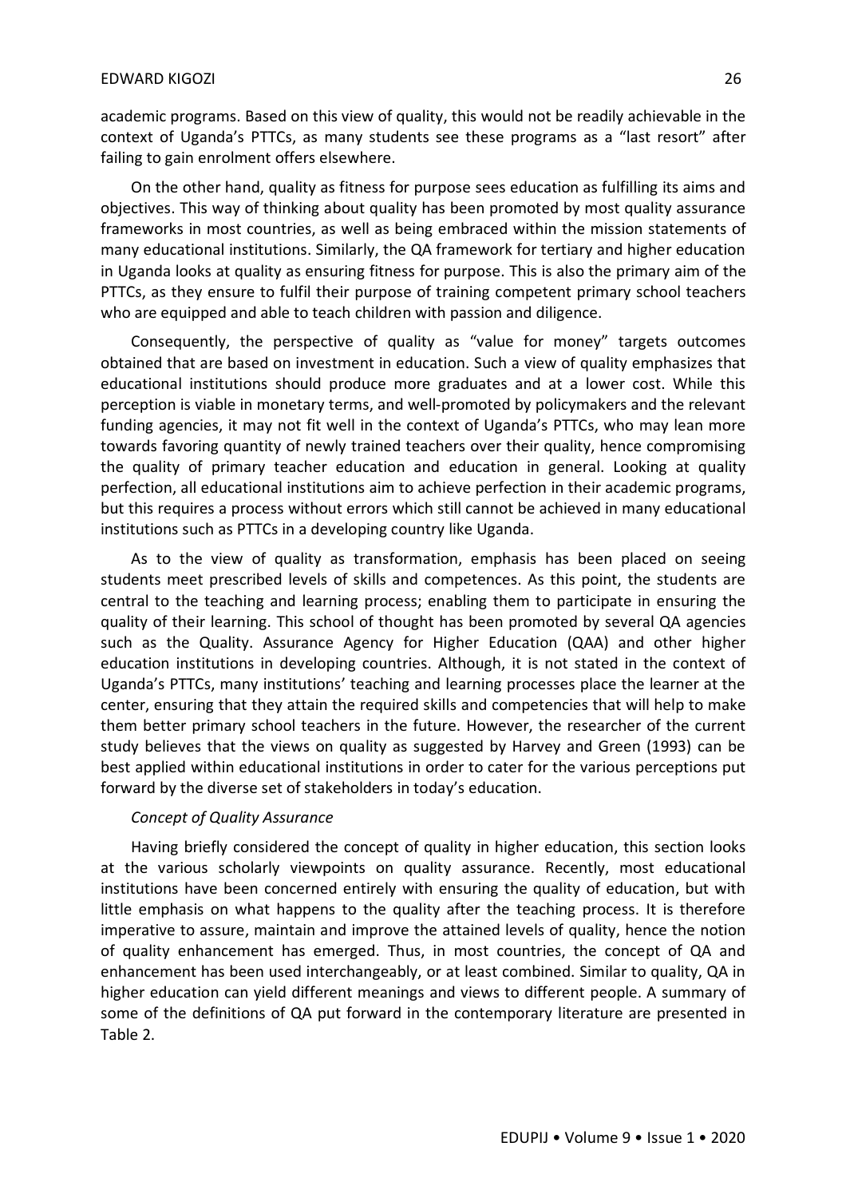academic programs. Based on this view of quality, this would not be readily achievable in the context of Uganda's PTTCs, as many students see these programs as a "last resort" after failing to gain enrolment offers elsewhere.

On the other hand, quality as fitness for purpose sees education as fulfilling its aims and objectives. This way of thinking about quality has been promoted by most quality assurance frameworks in most countries, as well as being embraced within the mission statements of many educational institutions. Similarly, the QA framework for tertiary and higher education in Uganda looks at quality as ensuring fitness for purpose. This is also the primary aim of the PTTCs, as they ensure to fulfil their purpose of training competent primary school teachers who are equipped and able to teach children with passion and diligence.

Consequently, the perspective of quality as "value for money" targets outcomes obtained that are based on investment in education. Such a view of quality emphasizes that educational institutions should produce more graduates and at a lower cost. While this perception is viable in monetary terms, and well-promoted by policymakers and the relevant funding agencies, it may not fit well in the context of Uganda's PTTCs, who may lean more towards favoring quantity of newly trained teachers over their quality, hence compromising the quality of primary teacher education and education in general. Looking at quality perfection, all educational institutions aim to achieve perfection in their academic programs, but this requires a process without errors which still cannot be achieved in many educational institutions such as PTTCs in a developing country like Uganda.

As to the view of quality as transformation, emphasis has been placed on seeing students meet prescribed levels of skills and competences. As this point, the students are central to the teaching and learning process; enabling them to participate in ensuring the quality of their learning. This school of thought has been promoted by several QA agencies such as the Quality. Assurance Agency for Higher Education (QAA) and other higher education institutions in developing countries. Although, it is not stated in the context of Uganda's PTTCs, many institutions' teaching and learning processes place the learner at the center, ensuring that they attain the required skills and competencies that will help to make them better primary school teachers in the future. However, the researcher of the current study believes that the views on quality as suggested by Harvey and Green (1993) can be best applied within educational institutions in order to cater for the various perceptions put forward by the diverse set of stakeholders in today's education.

*Concept of Quality Assurance*

Having briefly considered the concept of quality in higher education, this section looks at the various scholarly viewpoints on quality assurance. Recently, most educational institutions have been concerned entirely with ensuring the quality of education, but with little emphasis on what happens to the quality after the teaching process. It is therefore imperative to assure, maintain and improve the attained levels of quality, hence the notion of quality enhancement has emerged. Thus, in most countries, the concept of QA and enhancement has been used interchangeably, or at least combined. Similar to quality, QA in higher education can yield different meanings and views to different people. A summary of some of the definitions of QA put forward in the contemporary literature are presented in Table 2.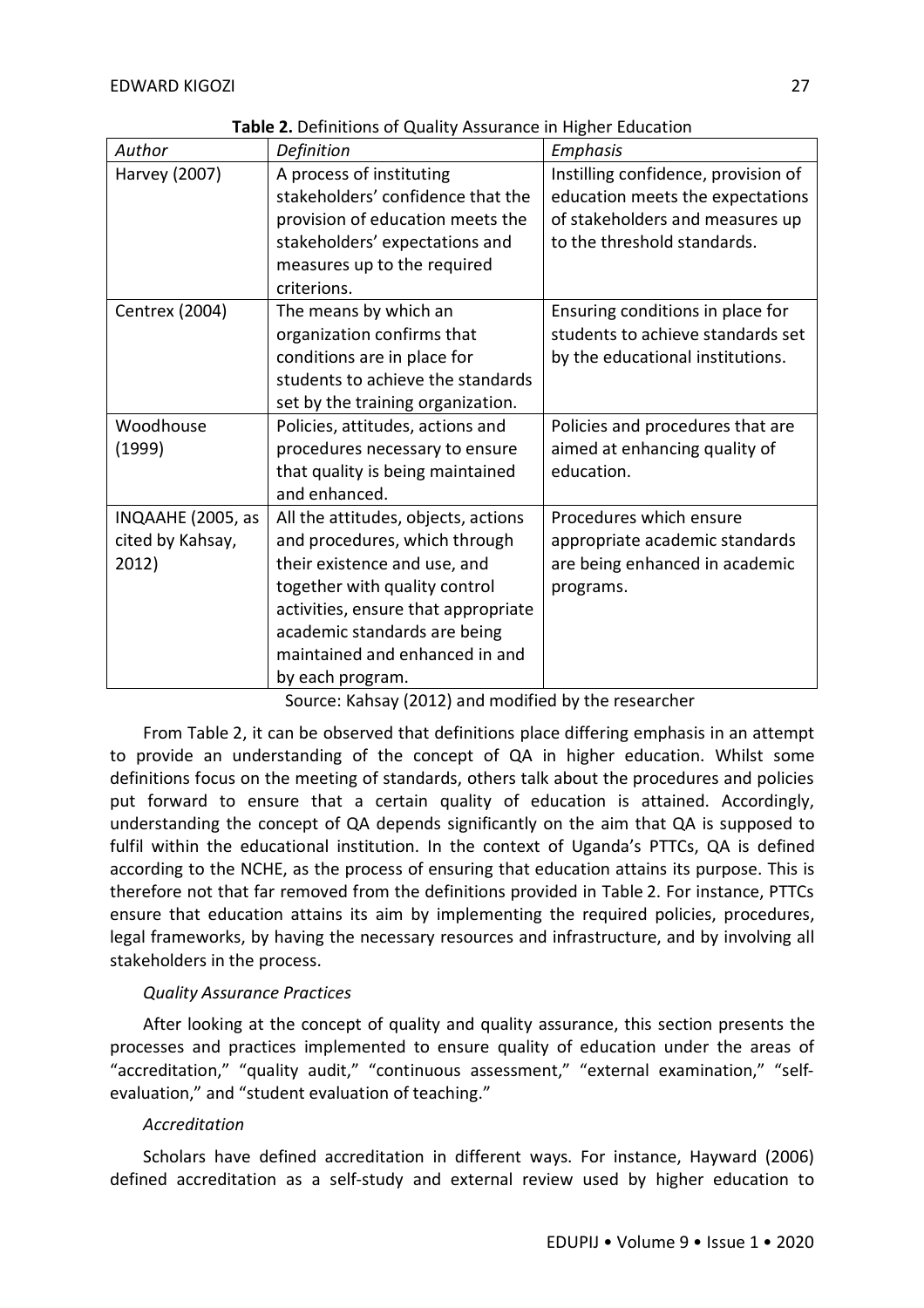**Table 2.** Definitions of Quality Assurance in Higher Education

| *Author* | *Definition* | *Emphasis* |
|---|---|---|
| Harvey (2007) | A process of instituting stakeholders' confidence that the provision of education meets the stakeholders' expectations and measures up to the required criterions. | Instilling confidence, provision of education meets the expectations of stakeholders and measures up to the threshold standards. |
| Centrex (2004) | The means by which an organization confirms that conditions are in place for students to achieve the standards set by the training organization. | Ensuring conditions in place for students to achieve standards set by the educational institutions. |
| Woodhouse (1999) | Policies, attitudes, actions and procedures necessary to ensure that quality is being maintained and enhanced. | Policies and procedures that are aimed at enhancing quality of education. |
| INQAAHE (2005, as cited by Kahsay, 2012) | All the attitudes, objects, actions and procedures, which through their existence and use, and together with quality control activities, ensure that appropriate academic standards are being maintained and enhanced in and by each program. | Procedures which ensure appropriate academic standards are being enhanced in academic programs. |

Source: Kahsay (2012) and modified by the researcher

From Table 2, it can be observed that definitions place differing emphasis in an attempt to provide an understanding of the concept of QA in higher education. Whilst some definitions focus on the meeting of standards, others talk about the procedures and policies put forward to ensure that a certain quality of education is attained. Accordingly, understanding the concept of QA depends significantly on the aim that QA is supposed to fulfil within the educational institution. In the context of Uganda's PTTCs, QA is defined according to the NCHE, as the process of ensuring that education attains its purpose. This is therefore not that far removed from the definitions provided in Table 2. For instance, PTTCs ensure that education attains its aim by implementing the required policies, procedures, legal frameworks, by having the necessary resources and infrastructure, and by involving all stakeholders in the process.

*Quality Assurance Practices*

After looking at the concept of quality and quality assurance, this section presents the processes and practices implemented to ensure quality of education under the areas of "accreditation," "quality audit," "continuous assessment," "external examination," "self-evaluation," and "student evaluation of teaching."

*Accreditation*

Scholars have defined accreditation in different ways. For instance, Hayward (2006) defined accreditation as a self-study and external review used by higher education to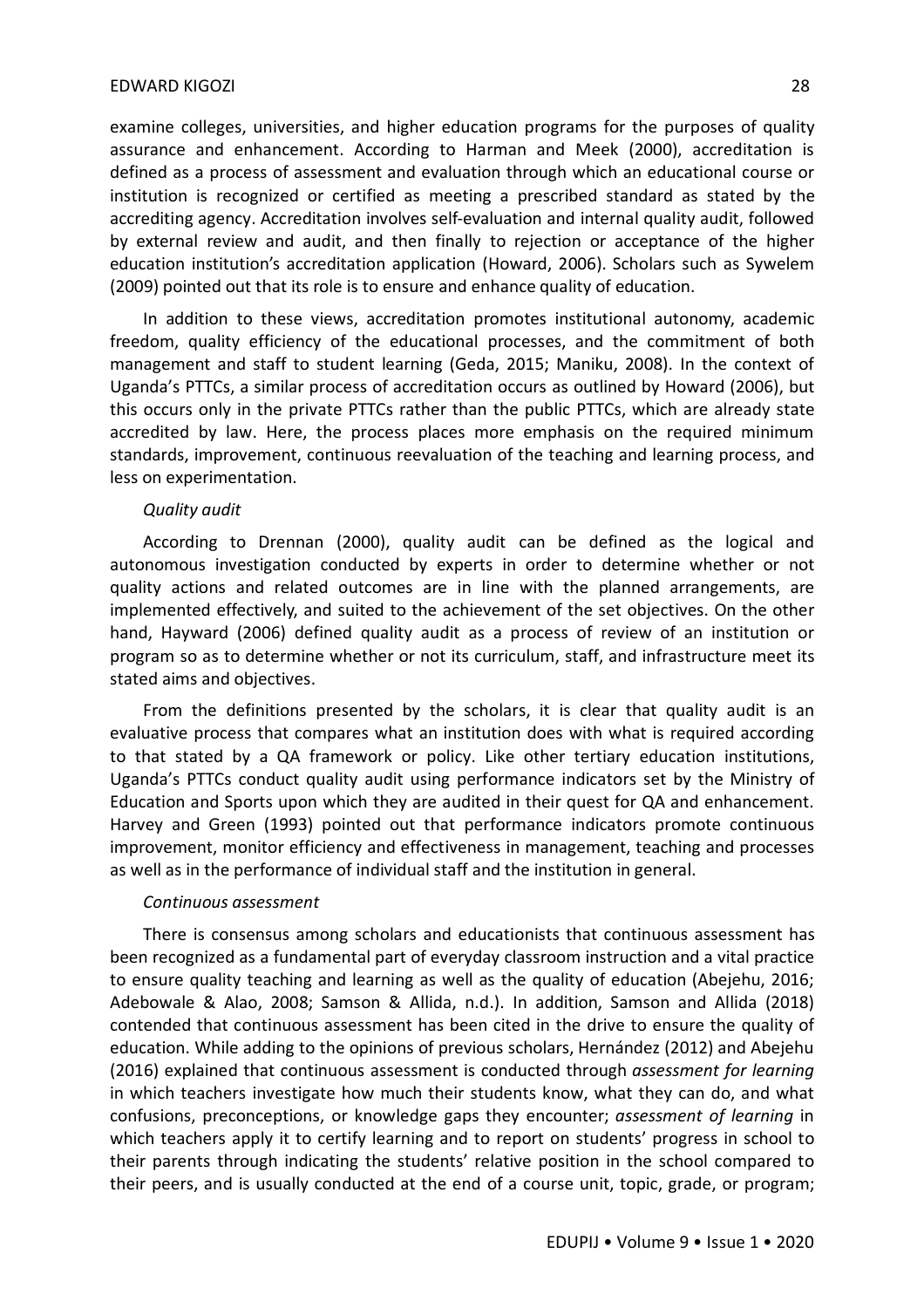examine colleges, universities, and higher education programs for the purposes of quality assurance and enhancement. According to Harman and Meek (2000), accreditation is defined as a process of assessment and evaluation through which an educational course or institution is recognized or certified as meeting a prescribed standard as stated by the accrediting agency. Accreditation involves self-evaluation and internal quality audit, followed by external review and audit, and then finally to rejection or acceptance of the higher education institution's accreditation application (Howard, 2006). Scholars such as Sywelem (2009) pointed out that its role is to ensure and enhance quality of education.

In addition to these views, accreditation promotes institutional autonomy, academic freedom, quality efficiency of the educational processes, and the commitment of both management and staff to student learning (Geda, 2015; Maniku, 2008). In the context of Uganda's PTTCs, a similar process of accreditation occurs as outlined by Howard (2006), but this occurs only in the private PTTCs rather than the public PTTCs, which are already state accredited by law. Here, the process places more emphasis on the required minimum standards, improvement, continuous reevaluation of the teaching and learning process, and less on experimentation.

*Quality audit*

According to Drennan (2000), quality audit can be defined as the logical and autonomous investigation conducted by experts in order to determine whether or not quality actions and related outcomes are in line with the planned arrangements, are implemented effectively, and suited to the achievement of the set objectives. On the other hand, Hayward (2006) defined quality audit as a process of review of an institution or program so as to determine whether or not its curriculum, staff, and infrastructure meet its stated aims and objectives.

From the definitions presented by the scholars, it is clear that quality audit is an evaluative process that compares what an institution does with what is required according to that stated by a QA framework or policy. Like other tertiary education institutions, Uganda's PTTCs conduct quality audit using performance indicators set by the Ministry of Education and Sports upon which they are audited in their quest for QA and enhancement. Harvey and Green (1993) pointed out that performance indicators promote continuous improvement, monitor efficiency and effectiveness in management, teaching and processes as well as in the performance of individual staff and the institution in general.

*Continuous assessment*

There is consensus among scholars and educationists that continuous assessment has been recognized as a fundamental part of everyday classroom instruction and a vital practice to ensure quality teaching and learning as well as the quality of education (Abejehu, 2016; Adebowale & Alao, 2008; Samson & Allida, n.d.). In addition, Samson and Allida (2018) contended that continuous assessment has been cited in the drive to ensure the quality of education. While adding to the opinions of previous scholars, Hernández (2012) and Abejehu (2016) explained that continuous assessment is conducted through *assessment for learning* in which teachers investigate how much their students know, what they can do, and what confusions, preconceptions, or knowledge gaps they encounter; *assessment of learning* in which teachers apply it to certify learning and to report on students' progress in school to their parents through indicating the students' relative position in the school compared to their peers, and is usually conducted at the end of a course unit, topic, grade, or program;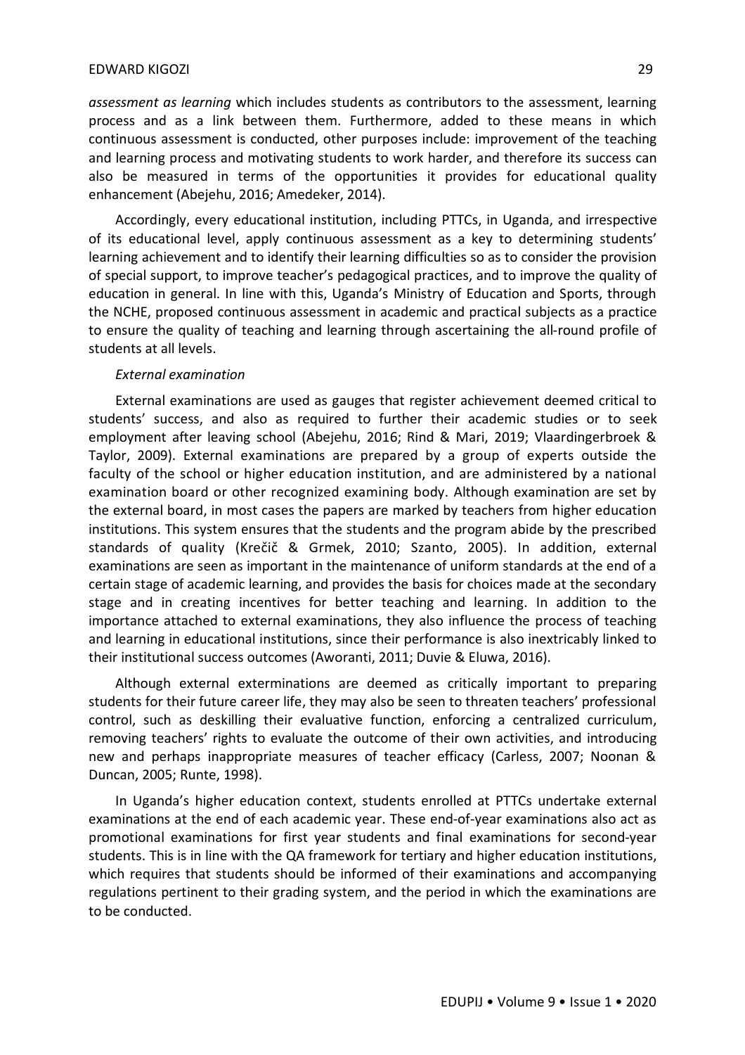*assessment as learning* which includes students as contributors to the assessment, learning process and as a link between them. Furthermore, added to these means in which continuous assessment is conducted, other purposes include: improvement of the teaching and learning process and motivating students to work harder, and therefore its success can also be measured in terms of the opportunities it provides for educational quality enhancement (Abejehu, 2016; Amedeker, 2014).

Accordingly, every educational institution, including PTTCs, in Uganda, and irrespective of its educational level, apply continuous assessment as a key to determining students' learning achievement and to identify their learning difficulties so as to consider the provision of special support, to improve teacher's pedagogical practices, and to improve the quality of education in general. In line with this, Uganda's Ministry of Education and Sports, through the NCHE, proposed continuous assessment in academic and practical subjects as a practice to ensure the quality of teaching and learning through ascertaining the all-round profile of students at all levels.

*External examination*

External examinations are used as gauges that register achievement deemed critical to students' success, and also as required to further their academic studies or to seek employment after leaving school (Abejehu, 2016; Rind & Mari, 2019; Vlaardingerbroek & Taylor, 2009). External examinations are prepared by a group of experts outside the faculty of the school or higher education institution, and are administered by a national examination board or other recognized examining body. Although examination are set by the external board, in most cases the papers are marked by teachers from higher education institutions. This system ensures that the students and the program abide by the prescribed standards of quality (Krečič & Grmek, 2010; Szanto, 2005). In addition, external examinations are seen as important in the maintenance of uniform standards at the end of a certain stage of academic learning, and provides the basis for choices made at the secondary stage and in creating incentives for better teaching and learning. In addition to the importance attached to external examinations, they also influence the process of teaching and learning in educational institutions, since their performance is also inextricably linked to their institutional success outcomes (Aworanti, 2011; Duvie & Eluwa, 2016).

Although external exterminations are deemed as critically important to preparing students for their future career life, they may also be seen to threaten teachers' professional control, such as deskilling their evaluative function, enforcing a centralized curriculum, removing teachers' rights to evaluate the outcome of their own activities, and introducing new and perhaps inappropriate measures of teacher efficacy (Carless, 2007; Noonan & Duncan, 2005; Runte, 1998).

In Uganda's higher education context, students enrolled at PTTCs undertake external examinations at the end of each academic year. These end-of-year examinations also act as promotional examinations for first year students and final examinations for second-year students. This is in line with the QA framework for tertiary and higher education institutions, which requires that students should be informed of their examinations and accompanying regulations pertinent to their grading system, and the period in which the examinations are to be conducted.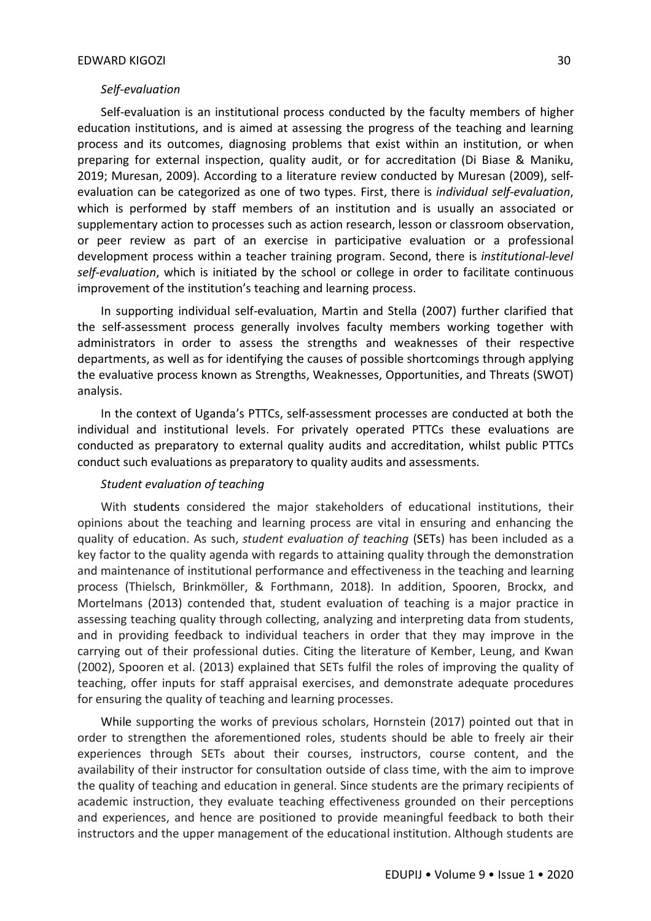*Self-evaluation*

Self-evaluation is an institutional process conducted by the faculty members of higher education institutions, and is aimed at assessing the progress of the teaching and learning process and its outcomes, diagnosing problems that exist within an institution, or when preparing for external inspection, quality audit, or for accreditation (Di Biase & Maniku, 2019; Muresan, 2009). According to a literature review conducted by Muresan (2009), self-evaluation can be categorized as one of two types. First, there is *individual self-evaluation*, which is performed by staff members of an institution and is usually an associated or supplementary action to processes such as action research, lesson or classroom observation, or peer review as part of an exercise in participative evaluation or a professional development process within a teacher training program. Second, there is *institutional-level self-evaluation*, which is initiated by the school or college in order to facilitate continuous improvement of the institution's teaching and learning process.

In supporting individual self-evaluation, Martin and Stella (2007) further clarified that the self-assessment process generally involves faculty members working together with administrators in order to assess the strengths and weaknesses of their respective departments, as well as for identifying the causes of possible shortcomings through applying the evaluative process known as Strengths, Weaknesses, Opportunities, and Threats (SWOT) analysis.

In the context of Uganda's PTTCs, self-assessment processes are conducted at both the individual and institutional levels. For privately operated PTTCs these evaluations are conducted as preparatory to external quality audits and accreditation, whilst public PTTCs conduct such evaluations as preparatory to quality audits and assessments.

*Student evaluation of teaching*

With students considered the major stakeholders of educational institutions, their opinions about the teaching and learning process are vital in ensuring and enhancing the quality of education. As such, *student evaluation of teaching* (SETs) has been included as a key factor to the quality agenda with regards to attaining quality through the demonstration and maintenance of institutional performance and effectiveness in the teaching and learning process (Thielsch, Brinkmöller, & Forthmann, 2018). In addition, Spooren, Brockx, and Mortelmans (2013) contended that, student evaluation of teaching is a major practice in assessing teaching quality through collecting, analyzing and interpreting data from students, and in providing feedback to individual teachers in order that they may improve in the carrying out of their professional duties. Citing the literature of Kember, Leung, and Kwan (2002), Spooren et al. (2013) explained that SETs fulfil the roles of improving the quality of teaching, offer inputs for staff appraisal exercises, and demonstrate adequate procedures for ensuring the quality of teaching and learning processes.

While supporting the works of previous scholars, Hornstein (2017) pointed out that in order to strengthen the aforementioned roles, students should be able to freely air their experiences through SETs about their courses, instructors, course content, and the availability of their instructor for consultation outside of class time, with the aim to improve the quality of teaching and education in general. Since students are the primary recipients of academic instruction, they evaluate teaching effectiveness grounded on their perceptions and experiences, and hence are positioned to provide meaningful feedback to both their instructors and the upper management of the educational institution. Although students are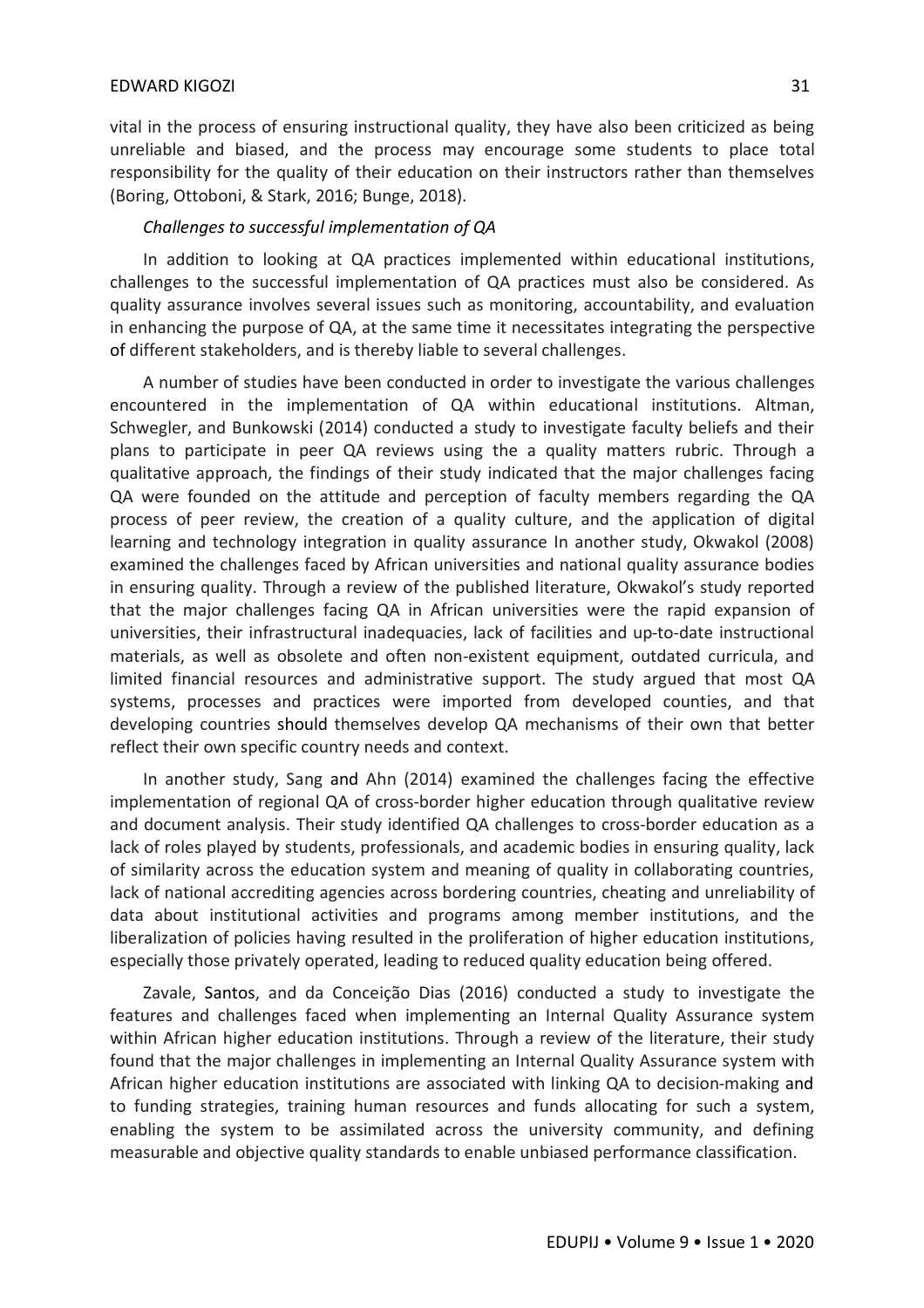vital in the process of ensuring instructional quality, they have also been criticized as being unreliable and biased, and the process may encourage some students to place total responsibility for the quality of their education on their instructors rather than themselves (Boring, Ottoboni, & Stark, 2016; Bunge, 2018).

*Challenges to successful implementation of QA*

In addition to looking at QA practices implemented within educational institutions, challenges to the successful implementation of QA practices must also be considered. As quality assurance involves several issues such as monitoring, accountability, and evaluation in enhancing the purpose of QA, at the same time it necessitates integrating the perspective of different stakeholders, and is thereby liable to several challenges.

A number of studies have been conducted in order to investigate the various challenges encountered in the implementation of QA within educational institutions. Altman, Schwegler, and Bunkowski (2014) conducted a study to investigate faculty beliefs and their plans to participate in peer QA reviews using the a quality matters rubric. Through a qualitative approach, the findings of their study indicated that the major challenges facing QA were founded on the attitude and perception of faculty members regarding the QA process of peer review, the creation of a quality culture, and the application of digital learning and technology integration in quality assurance In another study, Okwakol (2008) examined the challenges faced by African universities and national quality assurance bodies in ensuring quality. Through a review of the published literature, Okwakol's study reported that the major challenges facing QA in African universities were the rapid expansion of universities, their infrastructural inadequacies, lack of facilities and up-to-date instructional materials, as well as obsolete and often non-existent equipment, outdated curricula, and limited financial resources and administrative support. The study argued that most QA systems, processes and practices were imported from developed counties, and that developing countries should themselves develop QA mechanisms of their own that better reflect their own specific country needs and context.

In another study, Sang and Ahn (2014) examined the challenges facing the effective implementation of regional QA of cross-border higher education through qualitative review and document analysis. Their study identified QA challenges to cross-border education as a lack of roles played by students, professionals, and academic bodies in ensuring quality, lack of similarity across the education system and meaning of quality in collaborating countries, lack of national accrediting agencies across bordering countries, cheating and unreliability of data about institutional activities and programs among member institutions, and the liberalization of policies having resulted in the proliferation of higher education institutions, especially those privately operated, leading to reduced quality education being offered.

Zavale, Santos, and da Conceição Dias (2016) conducted a study to investigate the features and challenges faced when implementing an Internal Quality Assurance system within African higher education institutions. Through a review of the literature, their study found that the major challenges in implementing an Internal Quality Assurance system with African higher education institutions are associated with linking QA to decision-making and to funding strategies, training human resources and funds allocating for such a system, enabling the system to be assimilated across the university community, and defining measurable and objective quality standards to enable unbiased performance classification.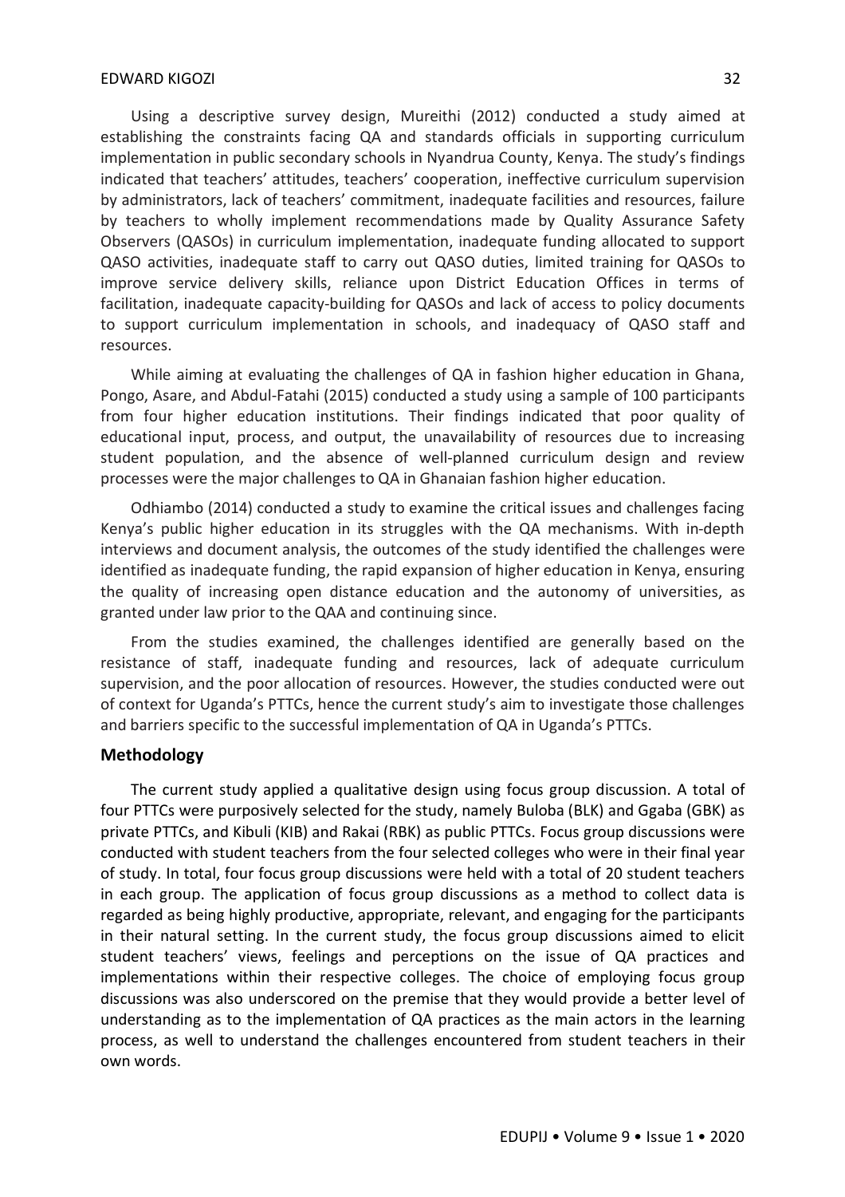Using a descriptive survey design, Mureithi (2012) conducted a study aimed at establishing the constraints facing QA and standards officials in supporting curriculum implementation in public secondary schools in Nyandrua County, Kenya. The study's findings indicated that teachers' attitudes, teachers' cooperation, ineffective curriculum supervision by administrators, lack of teachers' commitment, inadequate facilities and resources, failure by teachers to wholly implement recommendations made by Quality Assurance Safety Observers (QASOs) in curriculum implementation, inadequate funding allocated to support QASO activities, inadequate staff to carry out QASO duties, limited training for QASOs to improve service delivery skills, reliance upon District Education Offices in terms of facilitation, inadequate capacity-building for QASOs and lack of access to policy documents to support curriculum implementation in schools, and inadequacy of QASO staff and resources.

While aiming at evaluating the challenges of QA in fashion higher education in Ghana, Pongo, Asare, and Abdul-Fatahi (2015) conducted a study using a sample of 100 participants from four higher education institutions. Their findings indicated that poor quality of educational input, process, and output, the unavailability of resources due to increasing student population, and the absence of well-planned curriculum design and review processes were the major challenges to QA in Ghanaian fashion higher education.

Odhiambo (2014) conducted a study to examine the critical issues and challenges facing Kenya's public higher education in its struggles with the QA mechanisms. With in-depth interviews and document analysis, the outcomes of the study identified the challenges were identified as inadequate funding, the rapid expansion of higher education in Kenya, ensuring the quality of increasing open distance education and the autonomy of universities, as granted under law prior to the QAA and continuing since.

From the studies examined, the challenges identified are generally based on the resistance of staff, inadequate funding and resources, lack of adequate curriculum supervision, and the poor allocation of resources. However, the studies conducted were out of context for Uganda's PTTCs, hence the current study's aim to investigate those challenges and barriers specific to the successful implementation of QA in Uganda's PTTCs.

## Methodology

The current study applied a qualitative design using focus group discussion. A total of four PTTCs were purposively selected for the study, namely Buloba (BLK) and Ggaba (GBK) as private PTTCs, and Kibuli (KIB) and Rakai (RBK) as public PTTCs. Focus group discussions were conducted with student teachers from the four selected colleges who were in their final year of study. In total, four focus group discussions were held with a total of 20 student teachers in each group. The application of focus group discussions as a method to collect data is regarded as being highly productive, appropriate, relevant, and engaging for the participants in their natural setting. In the current study, the focus group discussions aimed to elicit student teachers' views, feelings and perceptions on the issue of QA practices and implementations within their respective colleges. The choice of employing focus group discussions was also underscored on the premise that they would provide a better level of understanding as to the implementation of QA practices as the main actors in the learning process, as well to understand the challenges encountered from student teachers in their own words.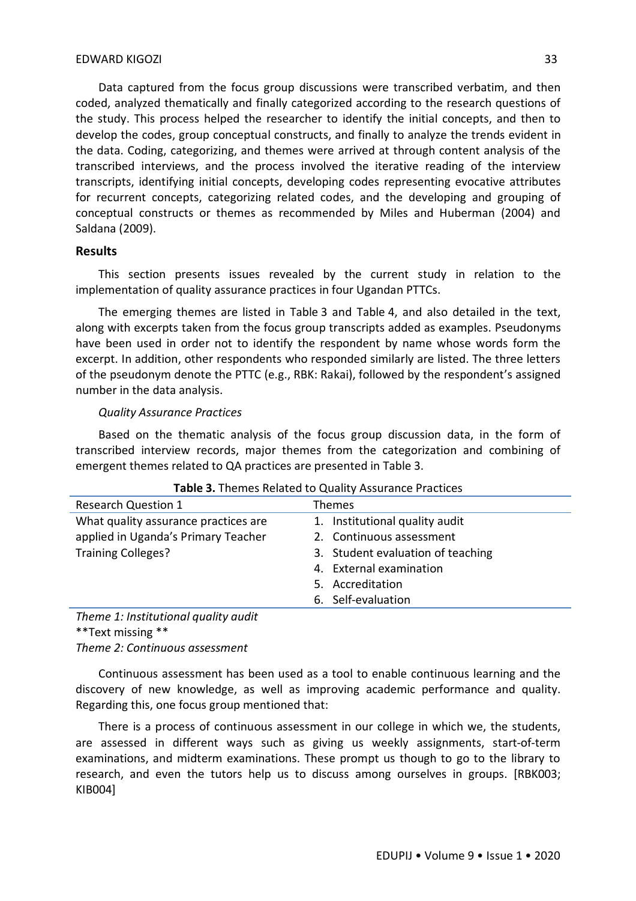Data captured from the focus group discussions were transcribed verbatim, and then coded, analyzed thematically and finally categorized according to the research questions of the study. This process helped the researcher to identify the initial concepts, and then to develop the codes, group conceptual constructs, and finally to analyze the trends evident in the data. Coding, categorizing, and themes were arrived at through content analysis of the transcribed interviews, and the process involved the iterative reading of the interview transcripts, identifying initial concepts, developing codes representing evocative attributes for recurrent concepts, categorizing related codes, and the developing and grouping of conceptual constructs or themes as recommended by Miles and Huberman (2004) and Saldana (2009).

## Results

This section presents issues revealed by the current study in relation to the implementation of quality assurance practices in four Ugandan PTTCs.

The emerging themes are listed in Table 3 and Table 4, and also detailed in the text, along with excerpts taken from the focus group transcripts added as examples. Pseudonyms have been used in order not to identify the respondent by name whose words form the excerpt. In addition, other respondents who responded similarly are listed. The three letters of the pseudonym denote the PTTC (e.g., RBK: Rakai), followed by the respondent's assigned number in the data analysis.

*Quality Assurance Practices*

Based on the thematic analysis of the focus group discussion data, in the form of transcribed interview records, major themes from the categorization and combining of emergent themes related to QA practices are presented in Table 3.

**Table 3.** Themes Related to Quality Assurance Practices

| Research Question 1 | Themes |
|---|---|
| What quality assurance practices are applied in Uganda's Primary Teacher Training Colleges? | 1. Institutional quality audit<br>2. Continuous assessment<br>3. Student evaluation of teaching<br>4. External examination<br>5. Accreditation<br>6. Self-evaluation |

*Theme 1: Institutional quality audit*

**Text missing **

*Theme 2: Continuous assessment*

Continuous assessment has been used as a tool to enable continuous learning and the discovery of new knowledge, as well as improving academic performance and quality. Regarding this, one focus group mentioned that:

There is a process of continuous assessment in our college in which we, the students, are assessed in different ways such as giving us weekly assignments, start-of-term examinations, and midterm examinations. These prompt us though to go to the library to research, and even the tutors help us to discuss among ourselves in groups. [RBK003; KIB004]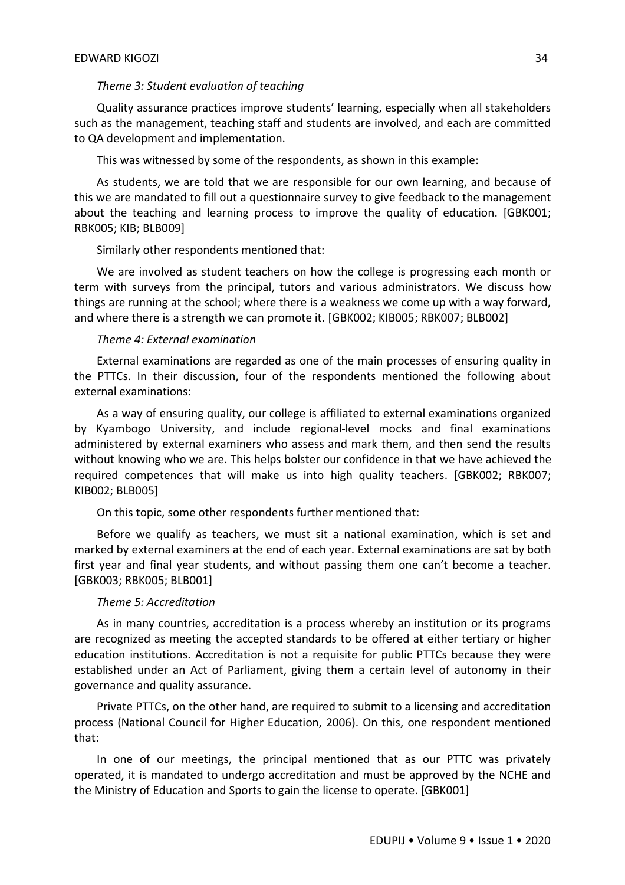*Theme 3: Student evaluation of teaching*

Quality assurance practices improve students' learning, especially when all stakeholders such as the management, teaching staff and students are involved, and each are committed to QA development and implementation.

This was witnessed by some of the respondents, as shown in this example:

As students, we are told that we are responsible for our own learning, and because of this we are mandated to fill out a questionnaire survey to give feedback to the management about the teaching and learning process to improve the quality of education. [GBK001; RBK005; KIB; BLB009]

Similarly other respondents mentioned that:

We are involved as student teachers on how the college is progressing each month or term with surveys from the principal, tutors and various administrators. We discuss how things are running at the school; where there is a weakness we come up with a way forward, and where there is a strength we can promote it. [GBK002; KIB005; RBK007; BLB002]

*Theme 4: External examination*

External examinations are regarded as one of the main processes of ensuring quality in the PTTCs. In their discussion, four of the respondents mentioned the following about external examinations:

As a way of ensuring quality, our college is affiliated to external examinations organized by Kyambogo University, and include regional-level mocks and final examinations administered by external examiners who assess and mark them, and then send the results without knowing who we are. This helps bolster our confidence in that we have achieved the required competences that will make us into high quality teachers. [GBK002; RBK007; KIB002; BLB005]

On this topic, some other respondents further mentioned that:

Before we qualify as teachers, we must sit a national examination, which is set and marked by external examiners at the end of each year. External examinations are sat by both first year and final year students, and without passing them one can't become a teacher. [GBK003; RBK005; BLB001]

*Theme 5: Accreditation*

As in many countries, accreditation is a process whereby an institution or its programs are recognized as meeting the accepted standards to be offered at either tertiary or higher education institutions. Accreditation is not a requisite for public PTTCs because they were established under an Act of Parliament, giving them a certain level of autonomy in their governance and quality assurance.

Private PTTCs, on the other hand, are required to submit to a licensing and accreditation process (National Council for Higher Education, 2006). On this, one respondent mentioned that:

In one of our meetings, the principal mentioned that as our PTTC was privately operated, it is mandated to undergo accreditation and must be approved by the NCHE and the Ministry of Education and Sports to gain the license to operate. [GBK001]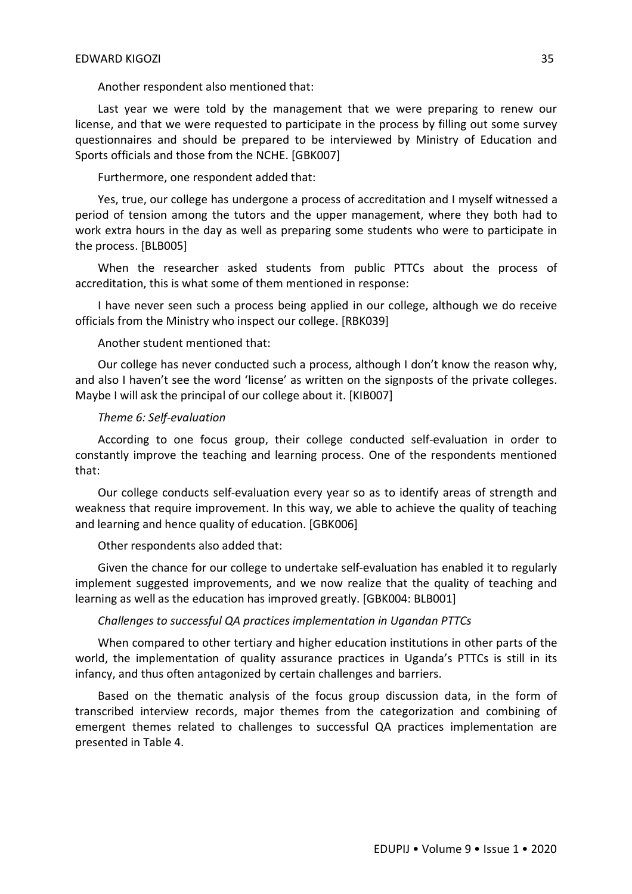Another respondent also mentioned that:

Last year we were told by the management that we were preparing to renew our license, and that we were requested to participate in the process by filling out some survey questionnaires and should be prepared to be interviewed by Ministry of Education and Sports officials and those from the NCHE. [GBK007]

Furthermore, one respondent added that:

Yes, true, our college has undergone a process of accreditation and I myself witnessed a period of tension among the tutors and the upper management, where they both had to work extra hours in the day as well as preparing some students who were to participate in the process. [BLB005]

When the researcher asked students from public PTTCs about the process of accreditation, this is what some of them mentioned in response:

I have never seen such a process being applied in our college, although we do receive officials from the Ministry who inspect our college. [RBK039]

Another student mentioned that:

Our college has never conducted such a process, although I don't know the reason why, and also I haven't see the word 'license' as written on the signposts of the private colleges. Maybe I will ask the principal of our college about it. [KIB007]

*Theme 6: Self-evaluation*

According to one focus group, their college conducted self-evaluation in order to constantly improve the teaching and learning process. One of the respondents mentioned that:

Our college conducts self-evaluation every year so as to identify areas of strength and weakness that require improvement. In this way, we able to achieve the quality of teaching and learning and hence quality of education. [GBK006]

Other respondents also added that:

Given the chance for our college to undertake self-evaluation has enabled it to regularly implement suggested improvements, and we now realize that the quality of teaching and learning as well as the education has improved greatly. [GBK004: BLB001]

*Challenges to successful QA practices implementation in Ugandan PTTCs*

When compared to other tertiary and higher education institutions in other parts of the world, the implementation of quality assurance practices in Uganda's PTTCs is still in its infancy, and thus often antagonized by certain challenges and barriers.

Based on the thematic analysis of the focus group discussion data, in the form of transcribed interview records, major themes from the categorization and combining of emergent themes related to challenges to successful QA practices implementation are presented in Table 4.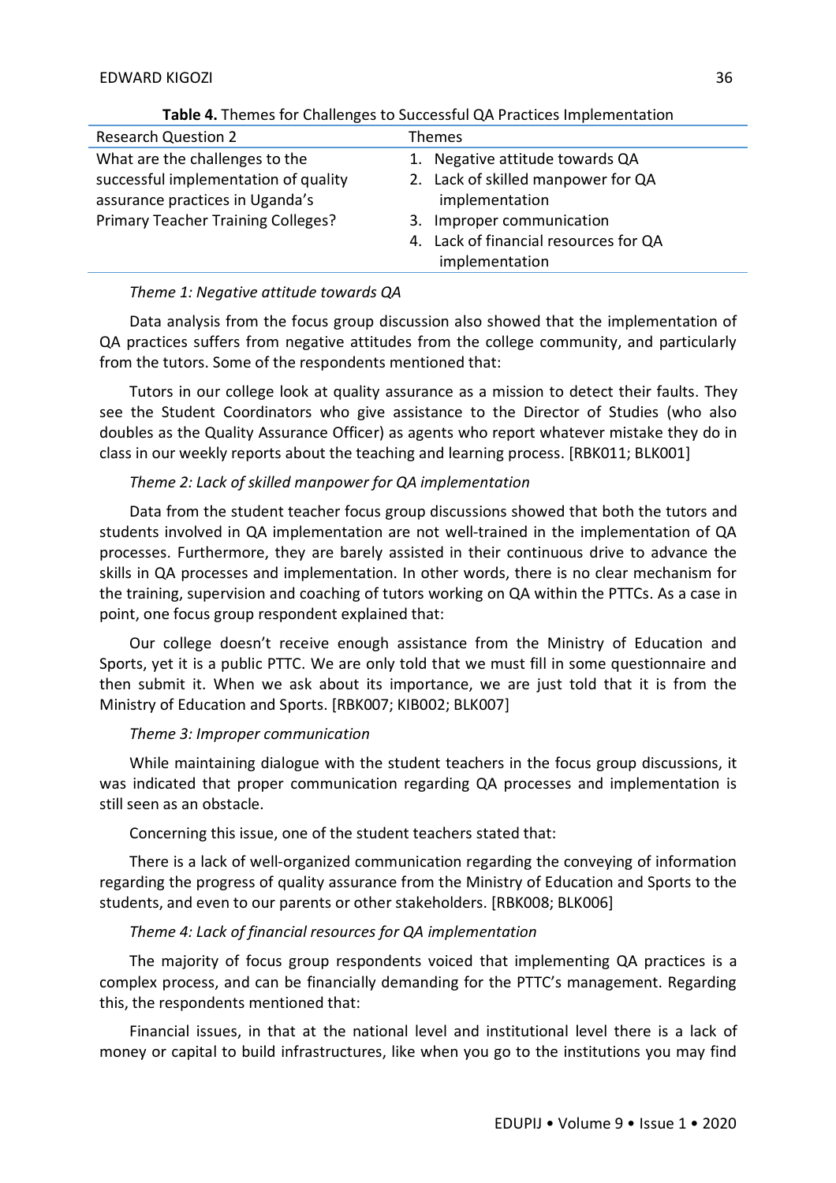**Table 4.** Themes for Challenges to Successful QA Practices Implementation

| Research Question 2 | Themes |
|---|---|
| What are the challenges to the successful implementation of quality assurance practices in Uganda's Primary Teacher Training Colleges? | 1. Negative attitude towards QA<br>2. Lack of skilled manpower for QA implementation<br>3. Improper communication<br>4. Lack of financial resources for QA implementation |

*Theme 1: Negative attitude towards QA*

Data analysis from the focus group discussion also showed that the implementation of QA practices suffers from negative attitudes from the college community, and particularly from the tutors. Some of the respondents mentioned that:

Tutors in our college look at quality assurance as a mission to detect their faults. They see the Student Coordinators who give assistance to the Director of Studies (who also doubles as the Quality Assurance Officer) as agents who report whatever mistake they do in class in our weekly reports about the teaching and learning process. [RBK011; BLK001]

*Theme 2: Lack of skilled manpower for QA implementation*

Data from the student teacher focus group discussions showed that both the tutors and students involved in QA implementation are not well-trained in the implementation of QA processes. Furthermore, they are barely assisted in their continuous drive to advance the skills in QA processes and implementation. In other words, there is no clear mechanism for the training, supervision and coaching of tutors working on QA within the PTTCs. As a case in point, one focus group respondent explained that:

Our college doesn't receive enough assistance from the Ministry of Education and Sports, yet it is a public PTTC. We are only told that we must fill in some questionnaire and then submit it. When we ask about its importance, we are just told that it is from the Ministry of Education and Sports. [RBK007; KIB002; BLK007]

*Theme 3: Improper communication*

While maintaining dialogue with the student teachers in the focus group discussions, it was indicated that proper communication regarding QA processes and implementation is still seen as an obstacle.

Concerning this issue, one of the student teachers stated that:

There is a lack of well-organized communication regarding the conveying of information regarding the progress of quality assurance from the Ministry of Education and Sports to the students, and even to our parents or other stakeholders. [RBK008; BLK006]

*Theme 4: Lack of financial resources for QA implementation*

The majority of focus group respondents voiced that implementing QA practices is a complex process, and can be financially demanding for the PTTC's management. Regarding this, the respondents mentioned that:

Financial issues, in that at the national level and institutional level there is a lack of money or capital to build infrastructures, like when you go to the institutions you may find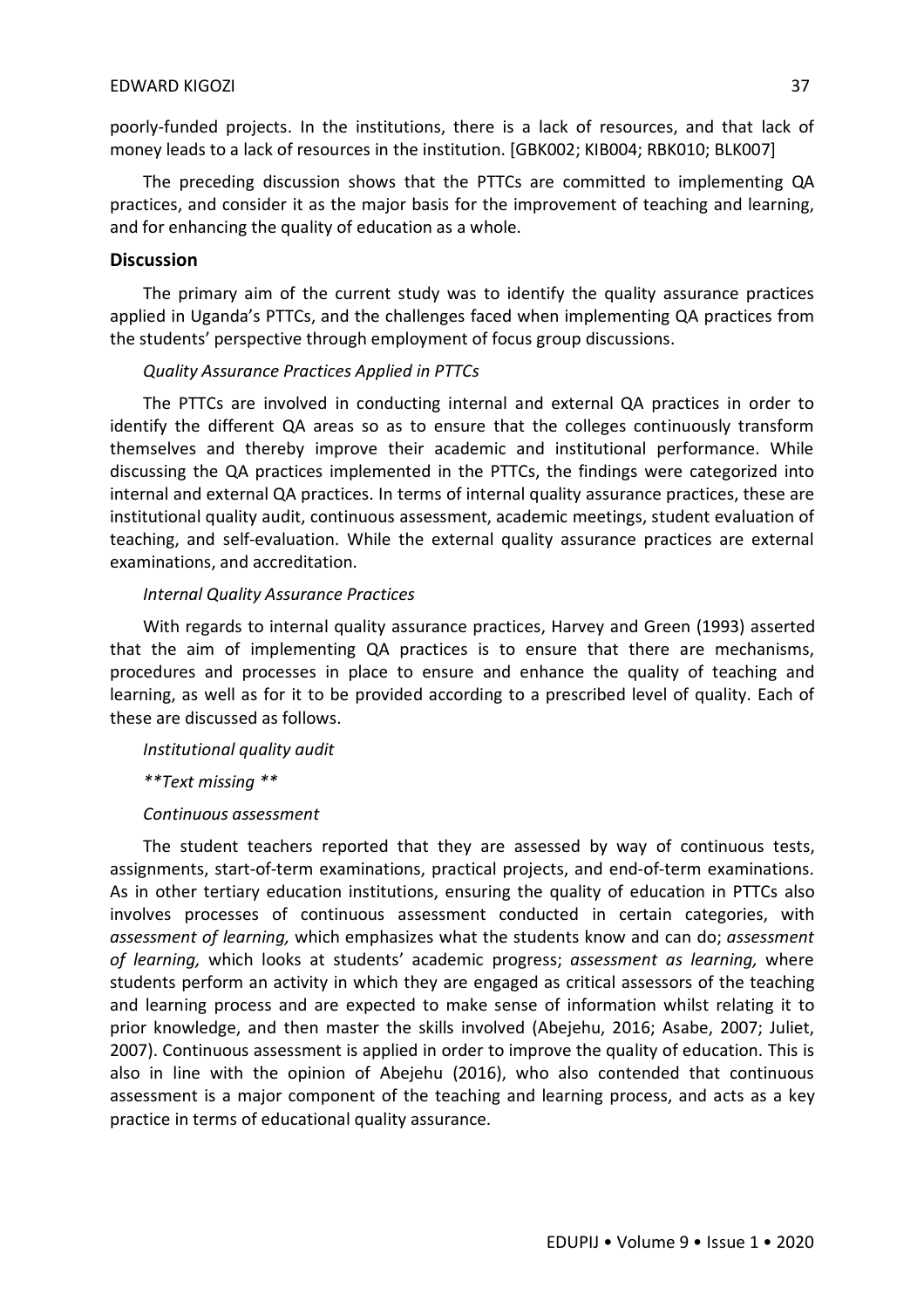poorly-funded projects. In the institutions, there is a lack of resources, and that lack of money leads to a lack of resources in the institution. [GBK002; KIB004; RBK010; BLK007]

The preceding discussion shows that the PTTCs are committed to implementing QA practices, and consider it as the major basis for the improvement of teaching and learning, and for enhancing the quality of education as a whole.

## Discussion

The primary aim of the current study was to identify the quality assurance practices applied in Uganda's PTTCs, and the challenges faced when implementing QA practices from the students' perspective through employment of focus group discussions.

### *Quality Assurance Practices Applied in PTTCs*

The PTTCs are involved in conducting internal and external QA practices in order to identify the different QA areas so as to ensure that the colleges continuously transform themselves and thereby improve their academic and institutional performance. While discussing the QA practices implemented in the PTTCs, the findings were categorized into internal and external QA practices. In terms of internal quality assurance practices, these are institutional quality audit, continuous assessment, academic meetings, student evaluation of teaching, and self-evaluation. While the external quality assurance practices are external examinations, and accreditation.

### *Internal Quality Assurance Practices*

With regards to internal quality assurance practices, Harvey and Green (1993) asserted that the aim of implementing QA practices is to ensure that there are mechanisms, procedures and processes in place to ensure and enhance the quality of teaching and learning, as well as for it to be provided according to a prescribed level of quality. Each of these are discussed as follows.

#### *Institutional quality audit*

*\*\*Text missing \*\**

#### *Continuous assessment*

The student teachers reported that they are assessed by way of continuous tests, assignments, start-of-term examinations, practical projects, and end-of-term examinations. As in other tertiary education institutions, ensuring the quality of education in PTTCs also involves processes of continuous assessment conducted in certain categories, with *assessment of learning,* which emphasizes what the students know and can do; *assessment of learning,* which looks at students' academic progress; *assessment as learning,* where students perform an activity in which they are engaged as critical assessors of the teaching and learning process and are expected to make sense of information whilst relating it to prior knowledge, and then master the skills involved (Abejehu, 2016; Asabe, 2007; Juliet, 2007). Continuous assessment is applied in order to improve the quality of education. This is also in line with the opinion of Abejehu (2016), who also contended that continuous assessment is a major component of the teaching and learning process, and acts as a key practice in terms of educational quality assurance.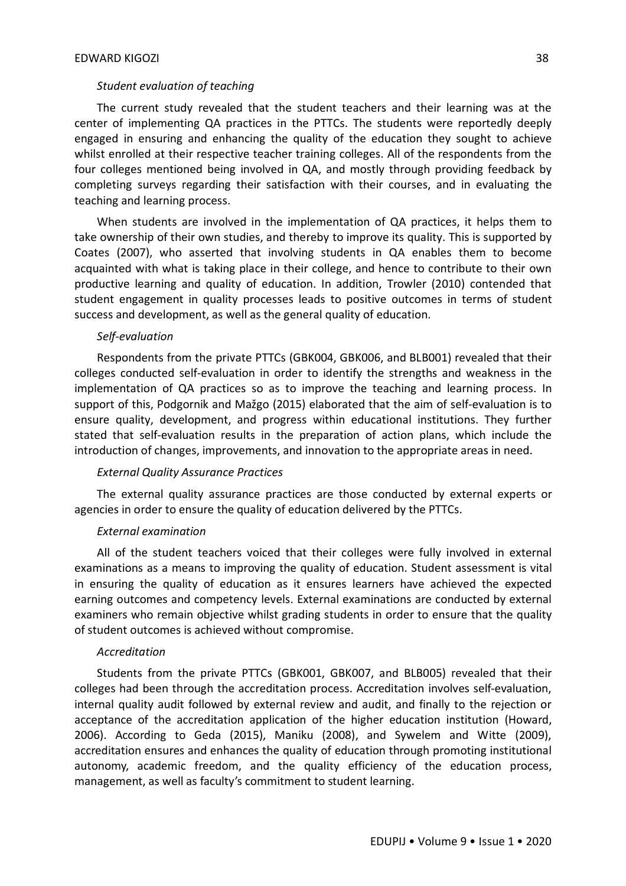*Student evaluation of teaching*

The current study revealed that the student teachers and their learning was at the center of implementing QA practices in the PTTCs. The students were reportedly deeply engaged in ensuring and enhancing the quality of the education they sought to achieve whilst enrolled at their respective teacher training colleges. All of the respondents from the four colleges mentioned being involved in QA, and mostly through providing feedback by completing surveys regarding their satisfaction with their courses, and in evaluating the teaching and learning process.

When students are involved in the implementation of QA practices, it helps them to take ownership of their own studies, and thereby to improve its quality. This is supported by Coates (2007), who asserted that involving students in QA enables them to become acquainted with what is taking place in their college, and hence to contribute to their own productive learning and quality of education. In addition, Trowler (2010) contended that student engagement in quality processes leads to positive outcomes in terms of student success and development, as well as the general quality of education.

*Self-evaluation*

Respondents from the private PTTCs (GBK004, GBK006, and BLB001) revealed that their colleges conducted self-evaluation in order to identify the strengths and weakness in the implementation of QA practices so as to improve the teaching and learning process. In support of this, Podgornik and Mažgo (2015) elaborated that the aim of self-evaluation is to ensure quality, development, and progress within educational institutions. They further stated that self-evaluation results in the preparation of action plans, which include the introduction of changes, improvements, and innovation to the appropriate areas in need.

*External Quality Assurance Practices*

The external quality assurance practices are those conducted by external experts or agencies in order to ensure the quality of education delivered by the PTTCs.

*External examination*

All of the student teachers voiced that their colleges were fully involved in external examinations as a means to improving the quality of education. Student assessment is vital in ensuring the quality of education as it ensures learners have achieved the expected earning outcomes and competency levels. External examinations are conducted by external examiners who remain objective whilst grading students in order to ensure that the quality of student outcomes is achieved without compromise.

*Accreditation*

Students from the private PTTCs (GBK001, GBK007, and BLB005) revealed that their colleges had been through the accreditation process. Accreditation involves self-evaluation, internal quality audit followed by external review and audit, and finally to the rejection or acceptance of the accreditation application of the higher education institution (Howard, 2006). According to Geda (2015), Maniku (2008), and Sywelem and Witte (2009), accreditation ensures and enhances the quality of education through promoting institutional autonomy, academic freedom, and the quality efficiency of the education process, management, as well as faculty's commitment to student learning.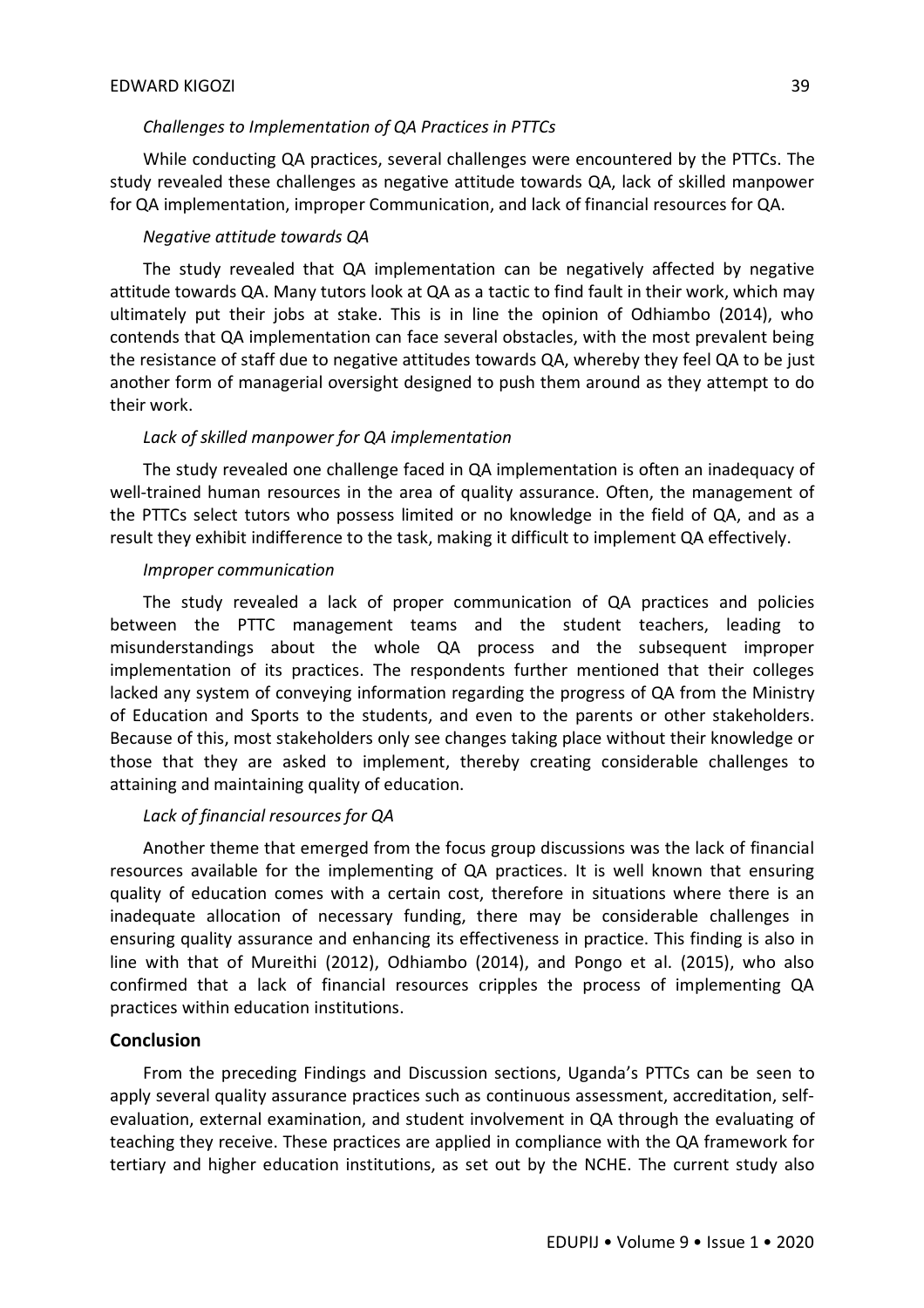*Challenges to Implementation of QA Practices in PTTCs*

While conducting QA practices, several challenges were encountered by the PTTCs. The study revealed these challenges as negative attitude towards QA, lack of skilled manpower for QA implementation, improper Communication, and lack of financial resources for QA.

*Negative attitude towards QA*

The study revealed that QA implementation can be negatively affected by negative attitude towards QA. Many tutors look at QA as a tactic to find fault in their work, which may ultimately put their jobs at stake. This is in line the opinion of Odhiambo (2014), who contends that QA implementation can face several obstacles, with the most prevalent being the resistance of staff due to negative attitudes towards QA, whereby they feel QA to be just another form of managerial oversight designed to push them around as they attempt to do their work.

*Lack of skilled manpower for QA implementation*

The study revealed one challenge faced in QA implementation is often an inadequacy of well-trained human resources in the area of quality assurance. Often, the management of the PTTCs select tutors who possess limited or no knowledge in the field of QA, and as a result they exhibit indifference to the task, making it difficult to implement QA effectively.

*Improper communication*

The study revealed a lack of proper communication of QA practices and policies between the PTTC management teams and the student teachers, leading to misunderstandings about the whole QA process and the subsequent improper implementation of its practices. The respondents further mentioned that their colleges lacked any system of conveying information regarding the progress of QA from the Ministry of Education and Sports to the students, and even to the parents or other stakeholders. Because of this, most stakeholders only see changes taking place without their knowledge or those that they are asked to implement, thereby creating considerable challenges to attaining and maintaining quality of education.

*Lack of financial resources for QA*

Another theme that emerged from the focus group discussions was the lack of financial resources available for the implementing of QA practices. It is well known that ensuring quality of education comes with a certain cost, therefore in situations where there is an inadequate allocation of necessary funding, there may be considerable challenges in ensuring quality assurance and enhancing its effectiveness in practice. This finding is also in line with that of Mureithi (2012), Odhiambo (2014), and Pongo et al. (2015), who also confirmed that a lack of financial resources cripples the process of implementing QA practices within education institutions.

## Conclusion

From the preceding Findings and Discussion sections, Uganda's PTTCs can be seen to apply several quality assurance practices such as continuous assessment, accreditation, self-evaluation, external examination, and student involvement in QA through the evaluating of teaching they receive. These practices are applied in compliance with the QA framework for tertiary and higher education institutions, as set out by the NCHE. The current study also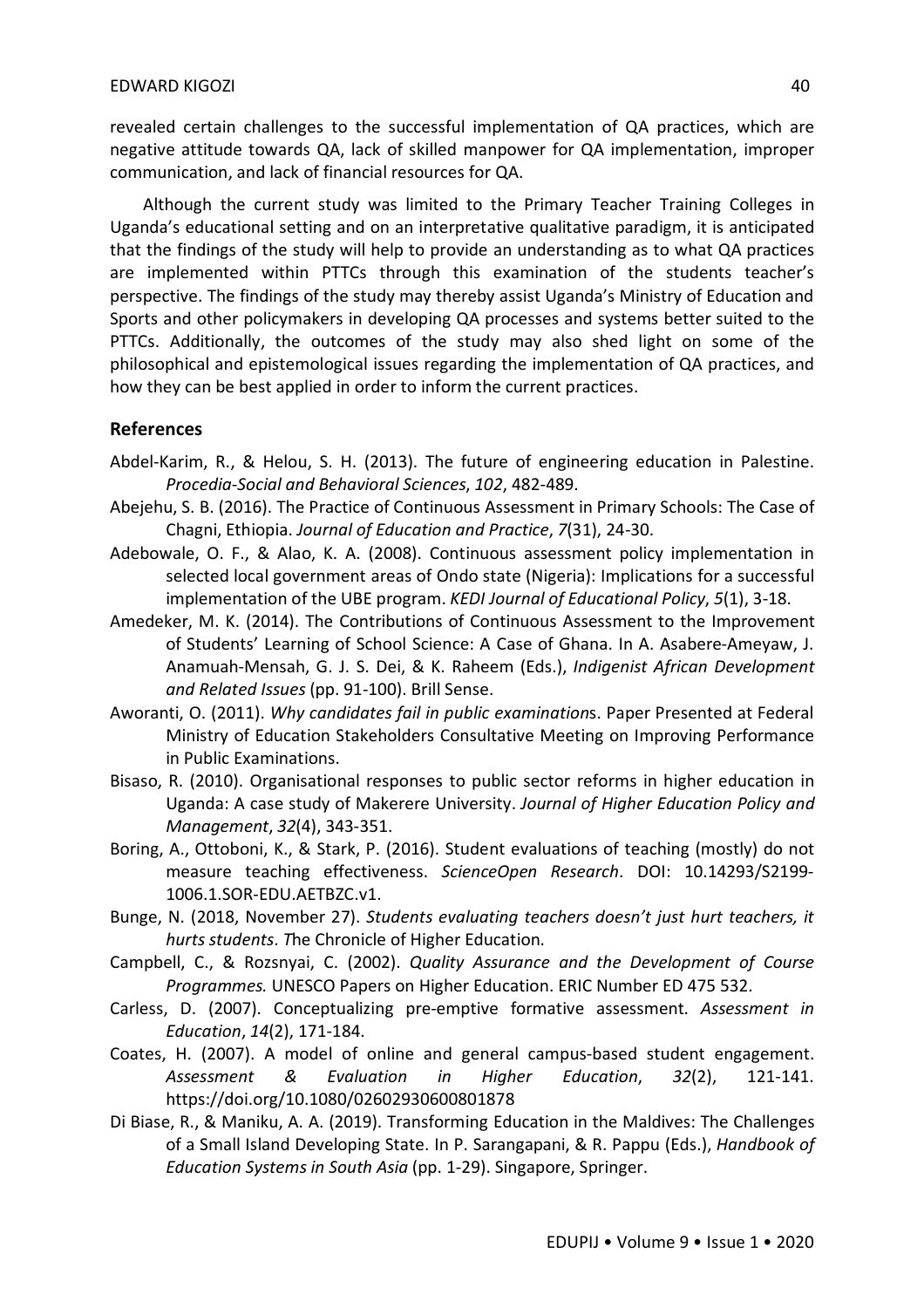revealed certain challenges to the successful implementation of QA practices, which are negative attitude towards QA, lack of skilled manpower for QA implementation, improper communication, and lack of financial resources for QA.

Although the current study was limited to the Primary Teacher Training Colleges in Uganda's educational setting and on an interpretative qualitative paradigm, it is anticipated that the findings of the study will help to provide an understanding as to what QA practices are implemented within PTTCs through this examination of the students teacher's perspective. The findings of the study may thereby assist Uganda's Ministry of Education and Sports and other policymakers in developing QA processes and systems better suited to the PTTCs. Additionally, the outcomes of the study may also shed light on some of the philosophical and epistemological issues regarding the implementation of QA practices, and how they can be best applied in order to inform the current practices.

## References

Abdel-Karim, R., & Helou, S. H. (2013). The future of engineering education in Palestine. *Procedia-Social and Behavioral Sciences*, *102*, 482-489.

Abejehu, S. B. (2016). The Practice of Continuous Assessment in Primary Schools: The Case of Chagni, Ethiopia. *Journal of Education and Practice*, *7*(31), 24-30.

Adebowale, O. F., & Alao, K. A. (2008). Continuous assessment policy implementation in selected local government areas of Ondo state (Nigeria): Implications for a successful implementation of the UBE program. *KEDI Journal of Educational Policy*, *5*(1), 3-18.

Amedeker, M. K. (2014). The Contributions of Continuous Assessment to the Improvement of Students' Learning of School Science: A Case of Ghana. In A. Asabere-Ameyaw, J. Anamuah-Mensah, G. J. S. Dei, & K. Raheem (Eds.), *Indigenist African Development and Related Issues* (pp. 91-100). Brill Sense.

Aworanti, O. (2011). *Why candidates fail in public examinations*. Paper Presented at Federal Ministry of Education Stakeholders Consultative Meeting on Improving Performance in Public Examinations.

Bisaso, R. (2010). Organisational responses to public sector reforms in higher education in Uganda: A case study of Makerere University. *Journal of Higher Education Policy and Management*, *32*(4), 343-351.

Boring, A., Ottoboni, K., & Stark, P. (2016). Student evaluations of teaching (mostly) do not measure teaching effectiveness. *ScienceOpen Research*. DOI: 10.14293/S2199-1006.1.SOR-EDU.AETBZC.v1.

Bunge, N. (2018, November 27). *Students evaluating teachers doesn't just hurt teachers, it hurts students*. The Chronicle of Higher Education.

Campbell, C., & Rozsnyai, C. (2002). *Quality Assurance and the Development of Course Programmes.* UNESCO Papers on Higher Education. ERIC Number ED 475 532.

Carless, D. (2007). Conceptualizing pre-emptive formative assessment. *Assessment in Education*, *14*(2), 171-184.

Coates, H. (2007). A model of online and general campus-based student engagement. *Assessment & Evaluation in Higher Education*, *32*(2), 121-141. https://doi.org/10.1080/02602930600801878

Di Biase, R., & Maniku, A. A. (2019). Transforming Education in the Maldives: The Challenges of a Small Island Developing State. In P. Sarangapani, & R. Pappu (Eds.), *Handbook of Education Systems in South Asia* (pp. 1-29). Singapore, Springer.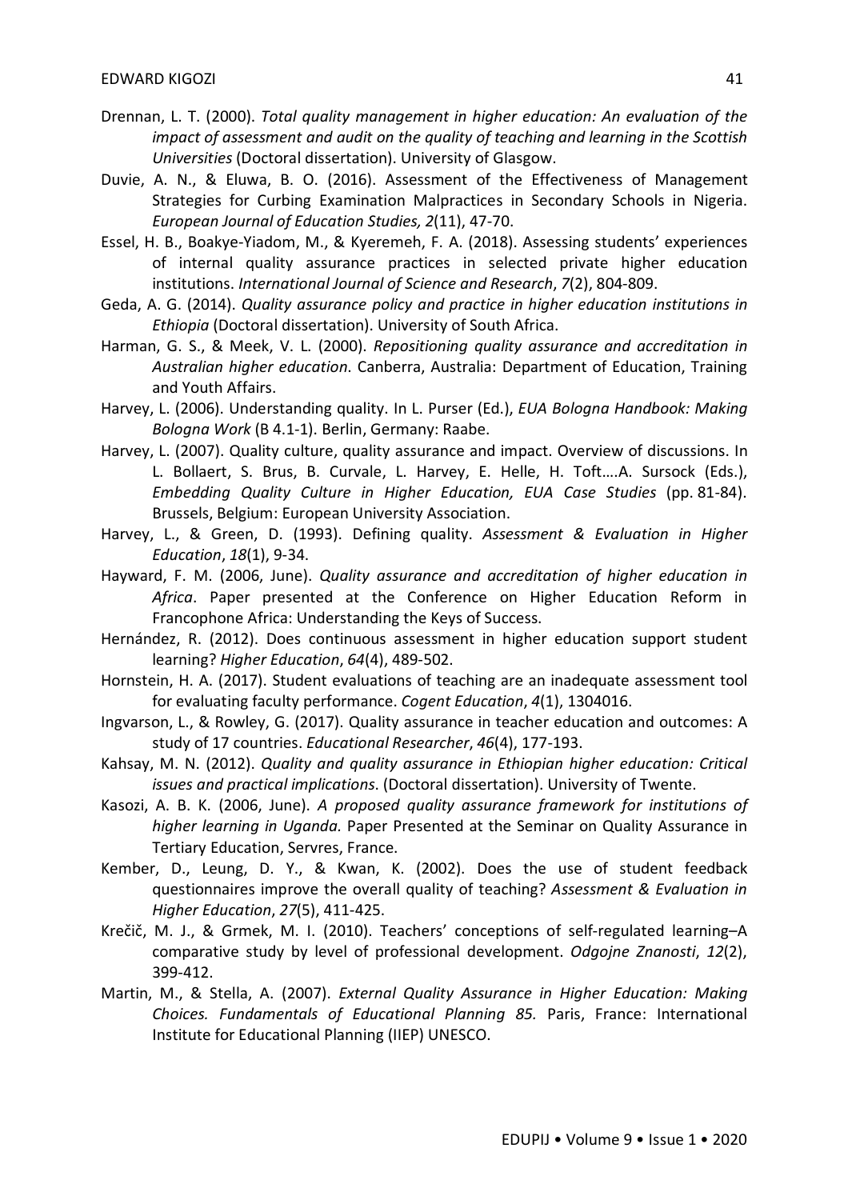Drennan, L. T. (2000). *Total quality management in higher education: An evaluation of the impact of assessment and audit on the quality of teaching and learning in the Scottish Universities* (Doctoral dissertation). University of Glasgow.

Duvie, A. N., & Eluwa, B. O. (2016). Assessment of the Effectiveness of Management Strategies for Curbing Examination Malpractices in Secondary Schools in Nigeria. *European Journal of Education Studies, 2*(11), 47-70.

Essel, H. B., Boakye-Yiadom, M., & Kyeremeh, F. A. (2018). Assessing students' experiences of internal quality assurance practices in selected private higher education institutions. *International Journal of Science and Research*, *7*(2), 804-809.

Geda, A. G. (2014). *Quality assurance policy and practice in higher education institutions in Ethiopia* (Doctoral dissertation). University of South Africa.

Harman, G. S., & Meek, V. L. (2000). *Repositioning quality assurance and accreditation in Australian higher education.* Canberra, Australia: Department of Education, Training and Youth Affairs.

Harvey, L. (2006). Understanding quality. In L. Purser (Ed.), *EUA Bologna Handbook: Making Bologna Work* (B 4.1-1). Berlin, Germany: Raabe.

Harvey, L. (2007). Quality culture, quality assurance and impact. Overview of discussions. In L. Bollaert, S. Brus, B. Curvale, L. Harvey, E. Helle, H. Toft….A. Sursock (Eds.), *Embedding Quality Culture in Higher Education, EUA Case Studies* (pp. 81-84). Brussels, Belgium: European University Association.

Harvey, L., & Green, D. (1993). Defining quality. *Assessment & Evaluation in Higher Education*, *18*(1), 9-34.

Hayward, F. M. (2006, June). *Quality assurance and accreditation of higher education in Africa*. Paper presented at the Conference on Higher Education Reform in Francophone Africa: Understanding the Keys of Success.

Hernández, R. (2012). Does continuous assessment in higher education support student learning? *Higher Education*, *64*(4), 489-502.

Hornstein, H. A. (2017). Student evaluations of teaching are an inadequate assessment tool for evaluating faculty performance. *Cogent Education*, *4*(1), 1304016.

Ingvarson, L., & Rowley, G. (2017). Quality assurance in teacher education and outcomes: A study of 17 countries. *Educational Researcher*, *46*(4), 177-193.

Kahsay, M. N. (2012). *Quality and quality assurance in Ethiopian higher education: Critical issues and practical implications*. (Doctoral dissertation). University of Twente.

Kasozi, A. B. K. (2006, June). *A proposed quality assurance framework for institutions of higher learning in Uganda.* Paper Presented at the Seminar on Quality Assurance in Tertiary Education, Servres, France.

Kember, D., Leung, D. Y., & Kwan, K. (2002). Does the use of student feedback questionnaires improve the overall quality of teaching? *Assessment & Evaluation in Higher Education*, *27*(5), 411-425.

Krečič, M. J., & Grmek, M. I. (2010). Teachers' conceptions of self-regulated learning–A comparative study by level of professional development. *Odgojne Znanosti*, *12*(2), 399-412.

Martin, M., & Stella, A. (2007). *External Quality Assurance in Higher Education: Making Choices. Fundamentals of Educational Planning 85.* Paris, France: International Institute for Educational Planning (IIEP) UNESCO.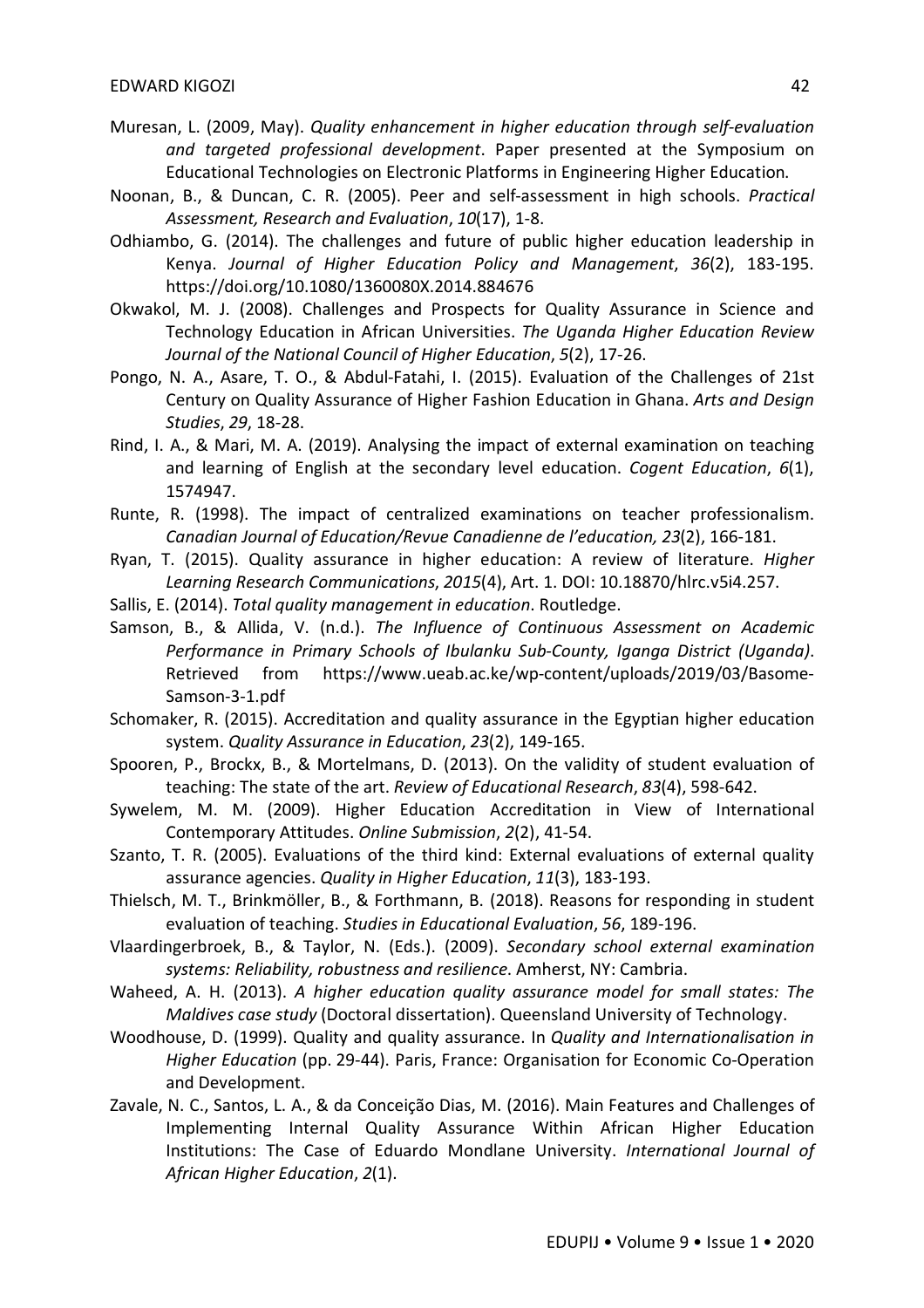Muresan, L. (2009, May). *Quality enhancement in higher education through self-evaluation and targeted professional development*. Paper presented at the Symposium on Educational Technologies on Electronic Platforms in Engineering Higher Education.

Noonan, B., & Duncan, C. R. (2005). Peer and self-assessment in high schools. *Practical Assessment, Research and Evaluation*, *10*(17), 1-8.

Odhiambo, G. (2014). The challenges and future of public higher education leadership in Kenya. *Journal of Higher Education Policy and Management*, *36*(2), 183-195. https://doi.org/10.1080/1360080X.2014.884676

Okwakol, M. J. (2008). Challenges and Prospects for Quality Assurance in Science and Technology Education in African Universities. *The Uganda Higher Education Review Journal of the National Council of Higher Education*, *5*(2), 17-26.

Pongo, N. A., Asare, T. O., & Abdul-Fatahi, I. (2015). Evaluation of the Challenges of 21st Century on Quality Assurance of Higher Fashion Education in Ghana. *Arts and Design Studies*, *29*, 18-28.

Rind, I. A., & Mari, M. A. (2019). Analysing the impact of external examination on teaching and learning of English at the secondary level education. *Cogent Education*, *6*(1), 1574947.

Runte, R. (1998). The impact of centralized examinations on teacher professionalism. *Canadian Journal of Education/Revue Canadienne de l'education, 23*(2), 166-181.

Ryan, T. (2015). Quality assurance in higher education: A review of literature. *Higher Learning Research Communications*, *2015*(4), Art. 1. DOI: 10.18870/hlrc.v5i4.257.

Sallis, E. (2014). *Total quality management in education*. Routledge.

Samson, B., & Allida, V. (n.d.). *The Influence of Continuous Assessment on Academic Performance in Primary Schools of Ibulanku Sub-County, Iganga District (Uganda)*. Retrieved from https://www.ueab.ac.ke/wp-content/uploads/2019/03/Basome-Samson-3-1.pdf

Schomaker, R. (2015). Accreditation and quality assurance in the Egyptian higher education system. *Quality Assurance in Education*, *23*(2), 149-165.

Spooren, P., Brockx, B., & Mortelmans, D. (2013). On the validity of student evaluation of teaching: The state of the art. *Review of Educational Research*, *83*(4), 598-642.

Sywelem, M. M. (2009). Higher Education Accreditation in View of International Contemporary Attitudes. *Online Submission*, *2*(2), 41-54.

Szanto, T. R. (2005). Evaluations of the third kind: External evaluations of external quality assurance agencies. *Quality in Higher Education*, *11*(3), 183-193.

Thielsch, M. T., Brinkmöller, B., & Forthmann, B. (2018). Reasons for responding in student evaluation of teaching. *Studies in Educational Evaluation*, *56*, 189-196.

Vlaardingerbroek, B., & Taylor, N. (Eds.). (2009). *Secondary school external examination systems: Reliability, robustness and resilience*. Amherst, NY: Cambria.

Waheed, A. H. (2013). *A higher education quality assurance model for small states: The Maldives case study* (Doctoral dissertation). Queensland University of Technology.

Woodhouse, D. (1999). Quality and quality assurance. In *Quality and Internationalisation in Higher Education* (pp. 29-44). Paris, France: Organisation for Economic Co-Operation and Development.

Zavale, N. C., Santos, L. A., & da Conceição Dias, M. (2016). Main Features and Challenges of Implementing Internal Quality Assurance Within African Higher Education Institutions: The Case of Eduardo Mondlane University. *International Journal of African Higher Education*, *2*(1).